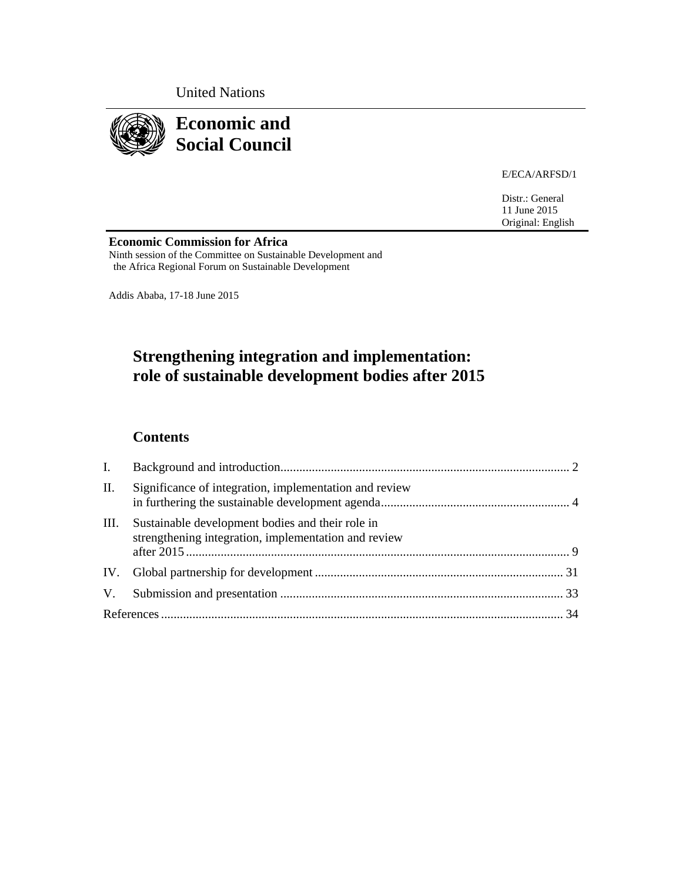United Nations

# Economic and Social Council

E/ECA/ARFSD/1

Distr.: General
11 June 2015
Original: English

**Economic Commission for Africa**
Ninth session of the Committee on Sustainable Development and the Africa Regional Forum on Sustainable Development

Addis Ababa, 17-18 June 2015

# Strengthening integration and implementation: role of sustainable development bodies after 2015

## Contents

| | | |
|---|---|---|
| I. | Background and introduction | 2 |
| II. | Significance of integration, implementation and review in furthering the sustainable development agenda | 4 |
| III. | Sustainable development bodies and their role in strengthening integration, implementation and review after 2015 | 9 |
| IV. | Global partnership for development | 31 |
| V. | Submission and presentation | 33 |
| References | | 34 |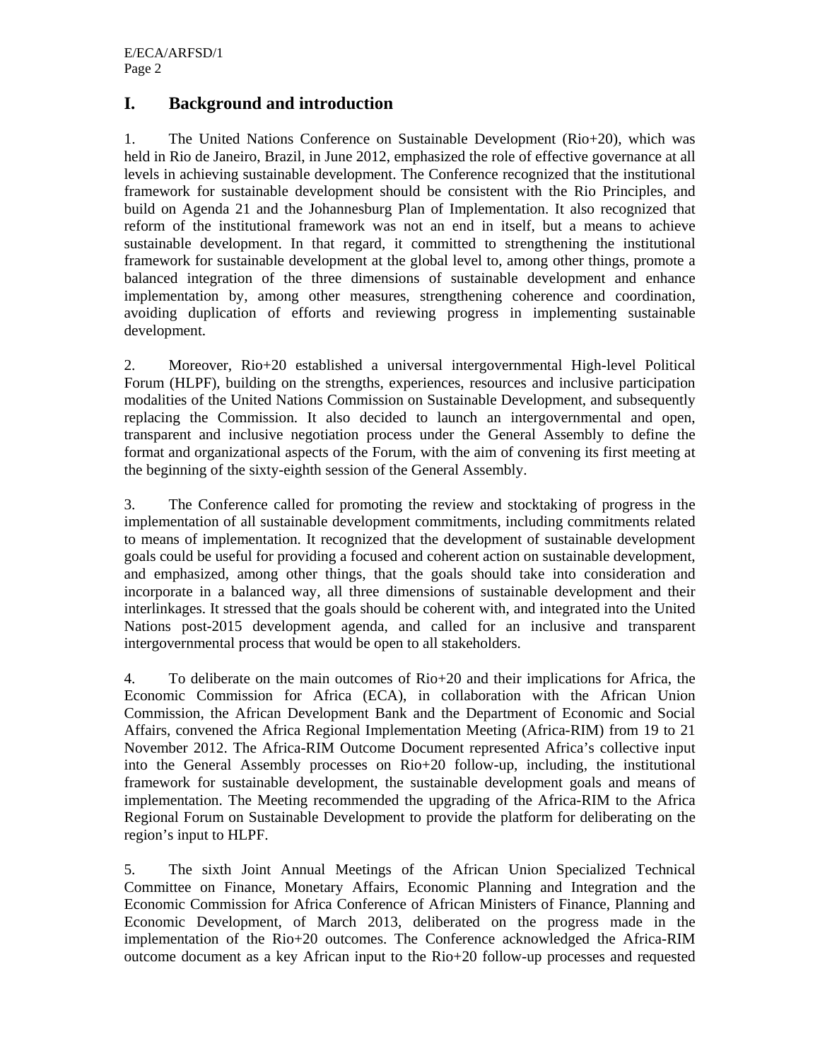# I. Background and introduction

1. The United Nations Conference on Sustainable Development (Rio+20), which was held in Rio de Janeiro, Brazil, in June 2012, emphasized the role of effective governance at all levels in achieving sustainable development. The Conference recognized that the institutional framework for sustainable development should be consistent with the Rio Principles, and build on Agenda 21 and the Johannesburg Plan of Implementation. It also recognized that reform of the institutional framework was not an end in itself, but a means to achieve sustainable development. In that regard, it committed to strengthening the institutional framework for sustainable development at the global level to, among other things, promote a balanced integration of the three dimensions of sustainable development and enhance implementation by, among other measures, strengthening coherence and coordination, avoiding duplication of efforts and reviewing progress in implementing sustainable development.

2. Moreover, Rio+20 established a universal intergovernmental High-level Political Forum (HLPF), building on the strengths, experiences, resources and inclusive participation modalities of the United Nations Commission on Sustainable Development, and subsequently replacing the Commission. It also decided to launch an intergovernmental and open, transparent and inclusive negotiation process under the General Assembly to define the format and organizational aspects of the Forum, with the aim of convening its first meeting at the beginning of the sixty-eighth session of the General Assembly.

3. The Conference called for promoting the review and stocktaking of progress in the implementation of all sustainable development commitments, including commitments related to means of implementation. It recognized that the development of sustainable development goals could be useful for providing a focused and coherent action on sustainable development, and emphasized, among other things, that the goals should take into consideration and incorporate in a balanced way, all three dimensions of sustainable development and their interlinkages. It stressed that the goals should be coherent with, and integrated into the United Nations post-2015 development agenda, and called for an inclusive and transparent intergovernmental process that would be open to all stakeholders.

4. To deliberate on the main outcomes of Rio+20 and their implications for Africa, the Economic Commission for Africa (ECA), in collaboration with the African Union Commission, the African Development Bank and the Department of Economic and Social Affairs, convened the Africa Regional Implementation Meeting (Africa-RIM) from 19 to 21 November 2012. The Africa-RIM Outcome Document represented Africa's collective input into the General Assembly processes on Rio+20 follow-up, including, the institutional framework for sustainable development, the sustainable development goals and means of implementation. The Meeting recommended the upgrading of the Africa-RIM to the Africa Regional Forum on Sustainable Development to provide the platform for deliberating on the region's input to HLPF.

5. The sixth Joint Annual Meetings of the African Union Specialized Technical Committee on Finance, Monetary Affairs, Economic Planning and Integration and the Economic Commission for Africa Conference of African Ministers of Finance, Planning and Economic Development, of March 2013, deliberated on the progress made in the implementation of the Rio+20 outcomes. The Conference acknowledged the Africa-RIM outcome document as a key African input to the Rio+20 follow-up processes and requested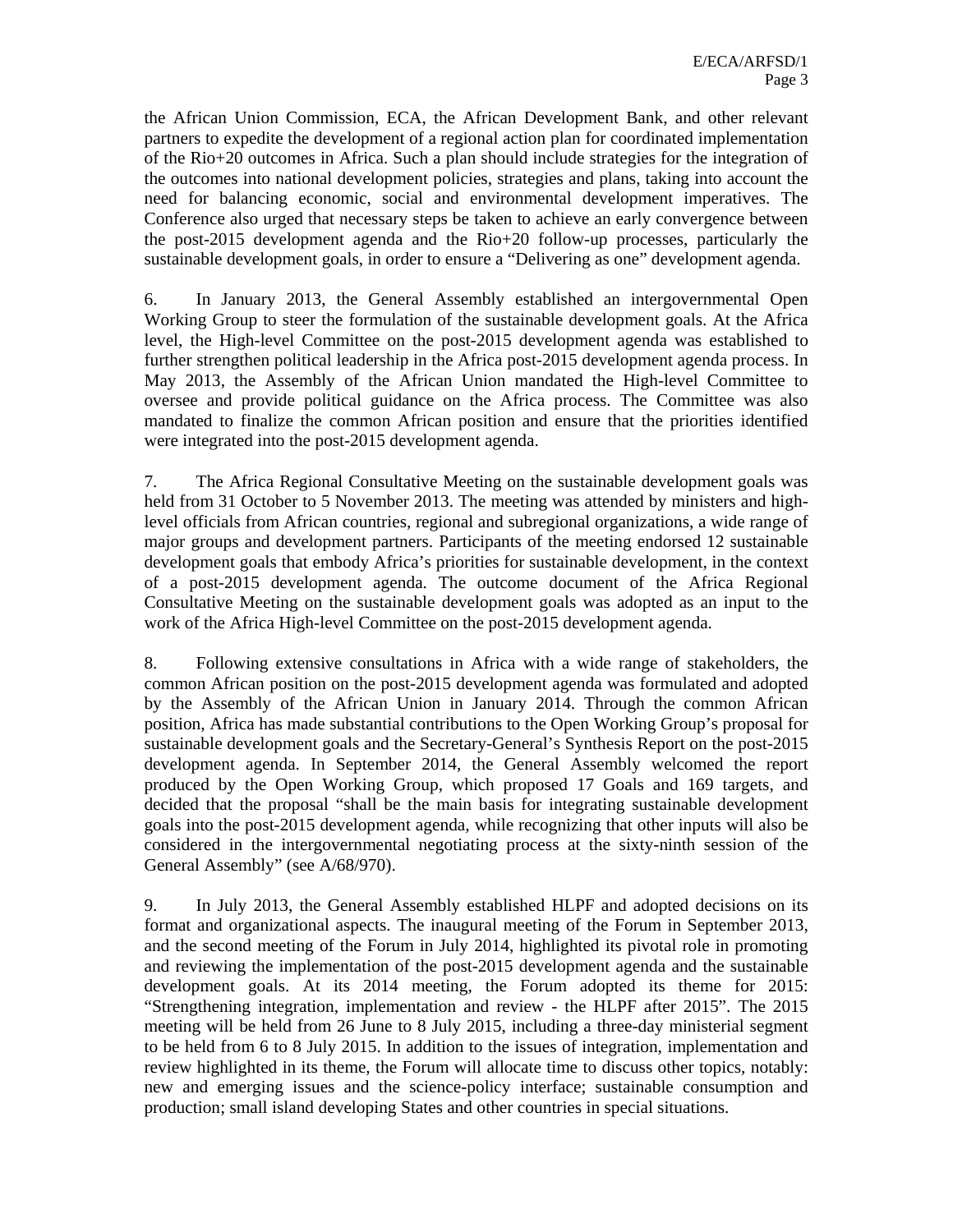the African Union Commission, ECA, the African Development Bank, and other relevant partners to expedite the development of a regional action plan for coordinated implementation of the Rio+20 outcomes in Africa. Such a plan should include strategies for the integration of the outcomes into national development policies, strategies and plans, taking into account the need for balancing economic, social and environmental development imperatives. The Conference also urged that necessary steps be taken to achieve an early convergence between the post-2015 development agenda and the Rio+20 follow-up processes, particularly the sustainable development goals, in order to ensure a "Delivering as one" development agenda.

6. In January 2013, the General Assembly established an intergovernmental Open Working Group to steer the formulation of the sustainable development goals. At the Africa level, the High-level Committee on the post-2015 development agenda was established to further strengthen political leadership in the Africa post-2015 development agenda process. In May 2013, the Assembly of the African Union mandated the High-level Committee to oversee and provide political guidance on the Africa process. The Committee was also mandated to finalize the common African position and ensure that the priorities identified were integrated into the post-2015 development agenda.

7. The Africa Regional Consultative Meeting on the sustainable development goals was held from 31 October to 5 November 2013. The meeting was attended by ministers and high-level officials from African countries, regional and subregional organizations, a wide range of major groups and development partners. Participants of the meeting endorsed 12 sustainable development goals that embody Africa's priorities for sustainable development, in the context of a post-2015 development agenda. The outcome document of the Africa Regional Consultative Meeting on the sustainable development goals was adopted as an input to the work of the Africa High-level Committee on the post-2015 development agenda.

8. Following extensive consultations in Africa with a wide range of stakeholders, the common African position on the post-2015 development agenda was formulated and adopted by the Assembly of the African Union in January 2014. Through the common African position, Africa has made substantial contributions to the Open Working Group's proposal for sustainable development goals and the Secretary-General's Synthesis Report on the post-2015 development agenda. In September 2014, the General Assembly welcomed the report produced by the Open Working Group, which proposed 17 Goals and 169 targets, and decided that the proposal "shall be the main basis for integrating sustainable development goals into the post-2015 development agenda, while recognizing that other inputs will also be considered in the intergovernmental negotiating process at the sixty-ninth session of the General Assembly" (see A/68/970).

9. In July 2013, the General Assembly established HLPF and adopted decisions on its format and organizational aspects. The inaugural meeting of the Forum in September 2013, and the second meeting of the Forum in July 2014, highlighted its pivotal role in promoting and reviewing the implementation of the post-2015 development agenda and the sustainable development goals. At its 2014 meeting, the Forum adopted its theme for 2015: "Strengthening integration, implementation and review - the HLPF after 2015". The 2015 meeting will be held from 26 June to 8 July 2015, including a three-day ministerial segment to be held from 6 to 8 July 2015. In addition to the issues of integration, implementation and review highlighted in its theme, the Forum will allocate time to discuss other topics, notably: new and emerging issues and the science-policy interface; sustainable consumption and production; small island developing States and other countries in special situations.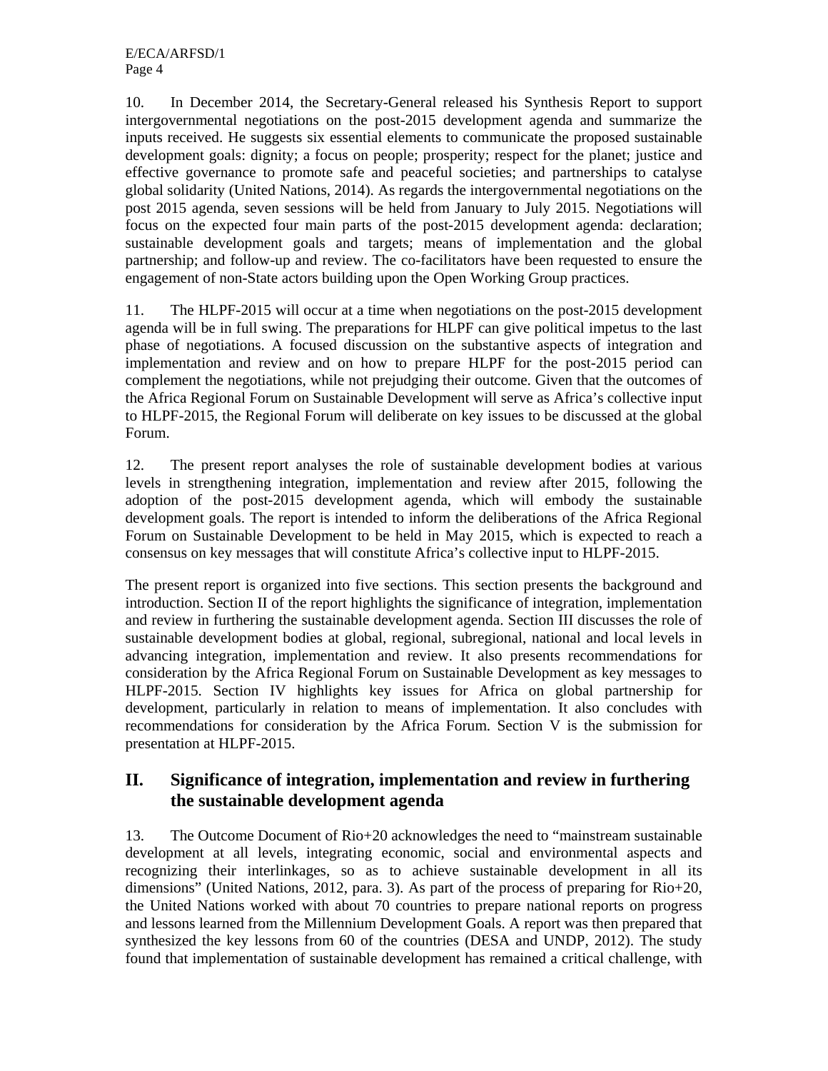10. In December 2014, the Secretary-General released his Synthesis Report to support intergovernmental negotiations on the post-2015 development agenda and summarize the inputs received. He suggests six essential elements to communicate the proposed sustainable development goals: dignity; a focus on people; prosperity; respect for the planet; justice and effective governance to promote safe and peaceful societies; and partnerships to catalyse global solidarity (United Nations, 2014). As regards the intergovernmental negotiations on the post 2015 agenda, seven sessions will be held from January to July 2015. Negotiations will focus on the expected four main parts of the post-2015 development agenda: declaration; sustainable development goals and targets; means of implementation and the global partnership; and follow-up and review. The co-facilitators have been requested to ensure the engagement of non-State actors building upon the Open Working Group practices.

11. The HLPF-2015 will occur at a time when negotiations on the post-2015 development agenda will be in full swing. The preparations for HLPF can give political impetus to the last phase of negotiations. A focused discussion on the substantive aspects of integration and implementation and review and on how to prepare HLPF for the post-2015 period can complement the negotiations, while not prejudging their outcome. Given that the outcomes of the Africa Regional Forum on Sustainable Development will serve as Africa's collective input to HLPF-2015, the Regional Forum will deliberate on key issues to be discussed at the global Forum.

12. The present report analyses the role of sustainable development bodies at various levels in strengthening integration, implementation and review after 2015, following the adoption of the post-2015 development agenda, which will embody the sustainable development goals. The report is intended to inform the deliberations of the Africa Regional Forum on Sustainable Development to be held in May 2015, which is expected to reach a consensus on key messages that will constitute Africa's collective input to HLPF-2015.

The present report is organized into five sections. This section presents the background and introduction. Section II of the report highlights the significance of integration, implementation and review in furthering the sustainable development agenda. Section III discusses the role of sustainable development bodies at global, regional, subregional, national and local levels in advancing integration, implementation and review. It also presents recommendations for consideration by the Africa Regional Forum on Sustainable Development as key messages to HLPF-2015. Section IV highlights key issues for Africa on global partnership for development, particularly in relation to means of implementation. It also concludes with recommendations for consideration by the Africa Forum. Section V is the submission for presentation at HLPF-2015.

## II. Significance of integration, implementation and review in furthering the sustainable development agenda

13. The Outcome Document of Rio+20 acknowledges the need to "mainstream sustainable development at all levels, integrating economic, social and environmental aspects and recognizing their interlinkages, so as to achieve sustainable development in all its dimensions" (United Nations, 2012, para. 3). As part of the process of preparing for Rio+20, the United Nations worked with about 70 countries to prepare national reports on progress and lessons learned from the Millennium Development Goals. A report was then prepared that synthesized the key lessons from 60 of the countries (DESA and UNDP, 2012). The study found that implementation of sustainable development has remained a critical challenge, with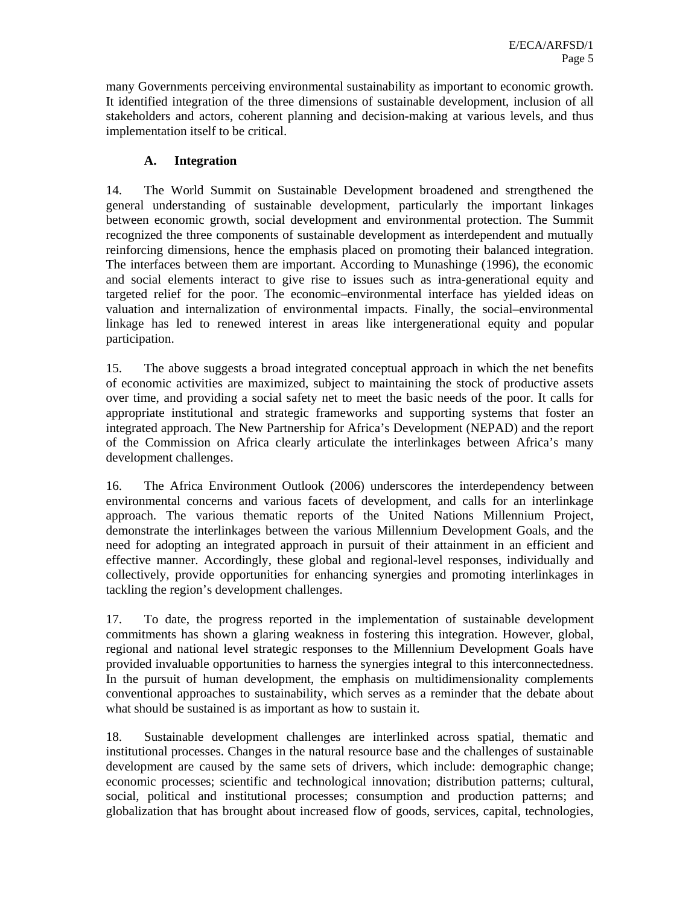many Governments perceiving environmental sustainability as important to economic growth. It identified integration of the three dimensions of sustainable development, inclusion of all stakeholders and actors, coherent planning and decision-making at various levels, and thus implementation itself to be critical.

## A. Integration

14. The World Summit on Sustainable Development broadened and strengthened the general understanding of sustainable development, particularly the important linkages between economic growth, social development and environmental protection. The Summit recognized the three components of sustainable development as interdependent and mutually reinforcing dimensions, hence the emphasis placed on promoting their balanced integration. The interfaces between them are important. According to Munashinge (1996), the economic and social elements interact to give rise to issues such as intra-generational equity and targeted relief for the poor. The economic–environmental interface has yielded ideas on valuation and internalization of environmental impacts. Finally, the social–environmental linkage has led to renewed interest in areas like intergenerational equity and popular participation.

15. The above suggests a broad integrated conceptual approach in which the net benefits of economic activities are maximized, subject to maintaining the stock of productive assets over time, and providing a social safety net to meet the basic needs of the poor. It calls for appropriate institutional and strategic frameworks and supporting systems that foster an integrated approach. The New Partnership for Africa's Development (NEPAD) and the report of the Commission on Africa clearly articulate the interlinkages between Africa's many development challenges.

16. The Africa Environment Outlook (2006) underscores the interdependency between environmental concerns and various facets of development, and calls for an interlinkage approach. The various thematic reports of the United Nations Millennium Project, demonstrate the interlinkages between the various Millennium Development Goals, and the need for adopting an integrated approach in pursuit of their attainment in an efficient and effective manner. Accordingly, these global and regional-level responses, individually and collectively, provide opportunities for enhancing synergies and promoting interlinkages in tackling the region's development challenges.

17. To date, the progress reported in the implementation of sustainable development commitments has shown a glaring weakness in fostering this integration. However, global, regional and national level strategic responses to the Millennium Development Goals have provided invaluable opportunities to harness the synergies integral to this interconnectedness. In the pursuit of human development, the emphasis on multidimensionality complements conventional approaches to sustainability, which serves as a reminder that the debate about what should be sustained is as important as how to sustain it.

18. Sustainable development challenges are interlinked across spatial, thematic and institutional processes. Changes in the natural resource base and the challenges of sustainable development are caused by the same sets of drivers, which include: demographic change; economic processes; scientific and technological innovation; distribution patterns; cultural, social, political and institutional processes; consumption and production patterns; and globalization that has brought about increased flow of goods, services, capital, technologies,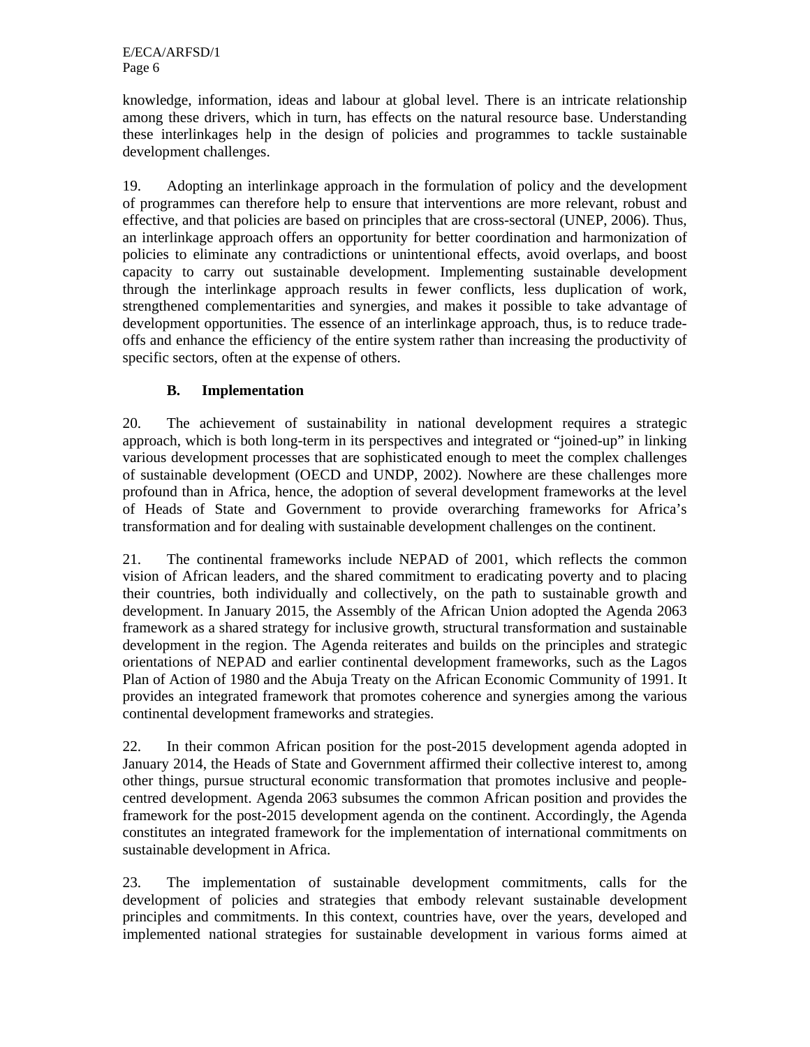knowledge, information, ideas and labour at global level. There is an intricate relationship among these drivers, which in turn, has effects on the natural resource base. Understanding these interlinkages help in the design of policies and programmes to tackle sustainable development challenges.

19. Adopting an interlinkage approach in the formulation of policy and the development of programmes can therefore help to ensure that interventions are more relevant, robust and effective, and that policies are based on principles that are cross-sectoral (UNEP, 2006). Thus, an interlinkage approach offers an opportunity for better coordination and harmonization of policies to eliminate any contradictions or unintentional effects, avoid overlaps, and boost capacity to carry out sustainable development. Implementing sustainable development through the interlinkage approach results in fewer conflicts, less duplication of work, strengthened complementarities and synergies, and makes it possible to take advantage of development opportunities. The essence of an interlinkage approach, thus, is to reduce trade-offs and enhance the efficiency of the entire system rather than increasing the productivity of specific sectors, often at the expense of others.

### B. Implementation

20. The achievement of sustainability in national development requires a strategic approach, which is both long-term in its perspectives and integrated or "joined-up" in linking various development processes that are sophisticated enough to meet the complex challenges of sustainable development (OECD and UNDP, 2002). Nowhere are these challenges more profound than in Africa, hence, the adoption of several development frameworks at the level of Heads of State and Government to provide overarching frameworks for Africa's transformation and for dealing with sustainable development challenges on the continent.

21. The continental frameworks include NEPAD of 2001, which reflects the common vision of African leaders, and the shared commitment to eradicating poverty and to placing their countries, both individually and collectively, on the path to sustainable growth and development. In January 2015, the Assembly of the African Union adopted the Agenda 2063 framework as a shared strategy for inclusive growth, structural transformation and sustainable development in the region. The Agenda reiterates and builds on the principles and strategic orientations of NEPAD and earlier continental development frameworks, such as the Lagos Plan of Action of 1980 and the Abuja Treaty on the African Economic Community of 1991. It provides an integrated framework that promotes coherence and synergies among the various continental development frameworks and strategies.

22. In their common African position for the post-2015 development agenda adopted in January 2014, the Heads of State and Government affirmed their collective interest to, among other things, pursue structural economic transformation that promotes inclusive and people-centred development. Agenda 2063 subsumes the common African position and provides the framework for the post-2015 development agenda on the continent. Accordingly, the Agenda constitutes an integrated framework for the implementation of international commitments on sustainable development in Africa.

23. The implementation of sustainable development commitments, calls for the development of policies and strategies that embody relevant sustainable development principles and commitments. In this context, countries have, over the years, developed and implemented national strategies for sustainable development in various forms aimed at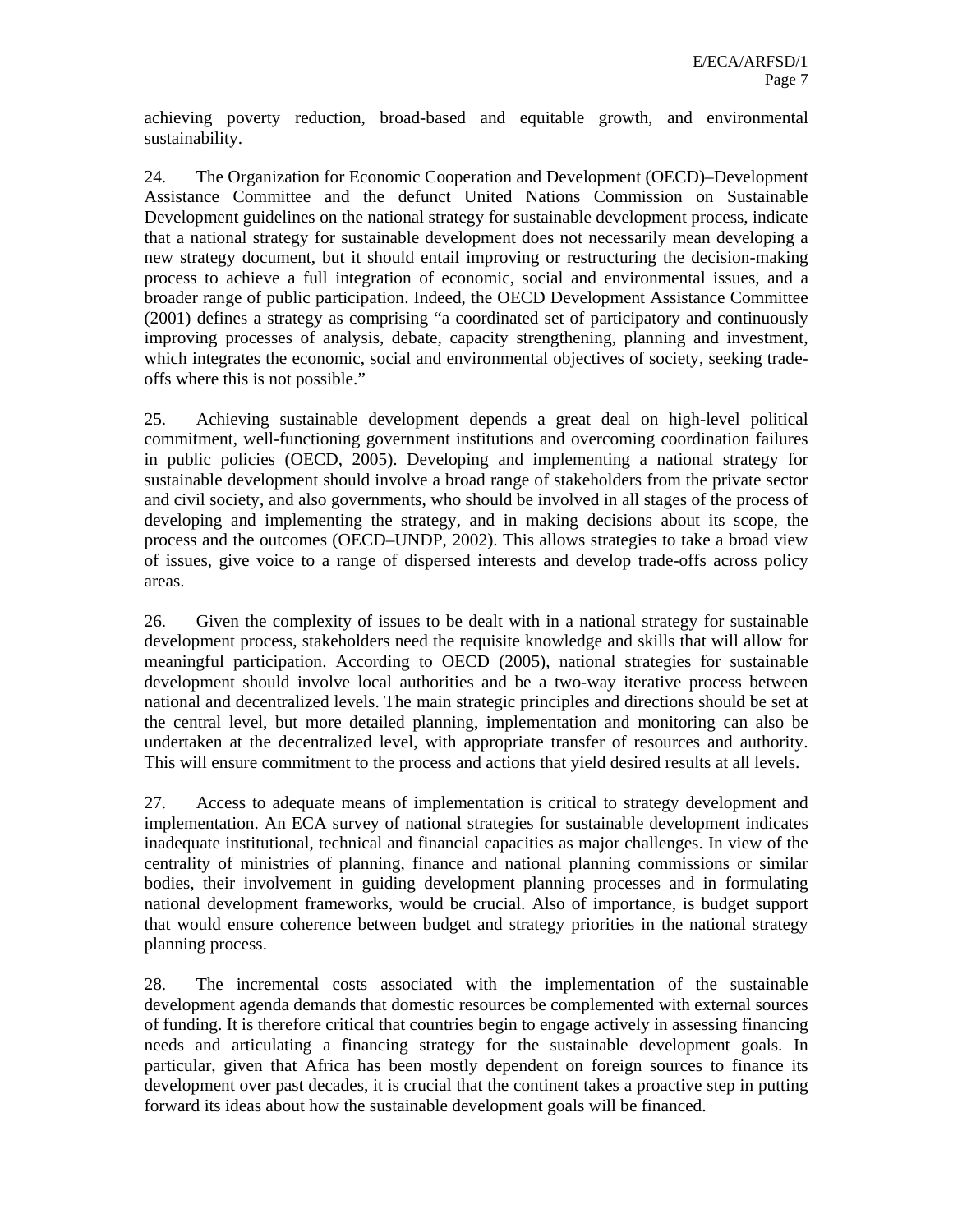achieving poverty reduction, broad-based and equitable growth, and environmental sustainability.

24. The Organization for Economic Cooperation and Development (OECD)–Development Assistance Committee and the defunct United Nations Commission on Sustainable Development guidelines on the national strategy for sustainable development process, indicate that a national strategy for sustainable development does not necessarily mean developing a new strategy document, but it should entail improving or restructuring the decision-making process to achieve a full integration of economic, social and environmental issues, and a broader range of public participation. Indeed, the OECD Development Assistance Committee (2001) defines a strategy as comprising "a coordinated set of participatory and continuously improving processes of analysis, debate, capacity strengthening, planning and investment, which integrates the economic, social and environmental objectives of society, seeking trade-offs where this is not possible."

25. Achieving sustainable development depends a great deal on high-level political commitment, well-functioning government institutions and overcoming coordination failures in public policies (OECD, 2005). Developing and implementing a national strategy for sustainable development should involve a broad range of stakeholders from the private sector and civil society, and also governments, who should be involved in all stages of the process of developing and implementing the strategy, and in making decisions about its scope, the process and the outcomes (OECD–UNDP, 2002). This allows strategies to take a broad view of issues, give voice to a range of dispersed interests and develop trade-offs across policy areas.

26. Given the complexity of issues to be dealt with in a national strategy for sustainable development process, stakeholders need the requisite knowledge and skills that will allow for meaningful participation. According to OECD (2005), national strategies for sustainable development should involve local authorities and be a two-way iterative process between national and decentralized levels. The main strategic principles and directions should be set at the central level, but more detailed planning, implementation and monitoring can also be undertaken at the decentralized level, with appropriate transfer of resources and authority. This will ensure commitment to the process and actions that yield desired results at all levels.

27. Access to adequate means of implementation is critical to strategy development and implementation. An ECA survey of national strategies for sustainable development indicates inadequate institutional, technical and financial capacities as major challenges. In view of the centrality of ministries of planning, finance and national planning commissions or similar bodies, their involvement in guiding development planning processes and in formulating national development frameworks, would be crucial. Also of importance, is budget support that would ensure coherence between budget and strategy priorities in the national strategy planning process.

28. The incremental costs associated with the implementation of the sustainable development agenda demands that domestic resources be complemented with external sources of funding. It is therefore critical that countries begin to engage actively in assessing financing needs and articulating a financing strategy for the sustainable development goals. In particular, given that Africa has been mostly dependent on foreign sources to finance its development over past decades, it is crucial that the continent takes a proactive step in putting forward its ideas about how the sustainable development goals will be financed.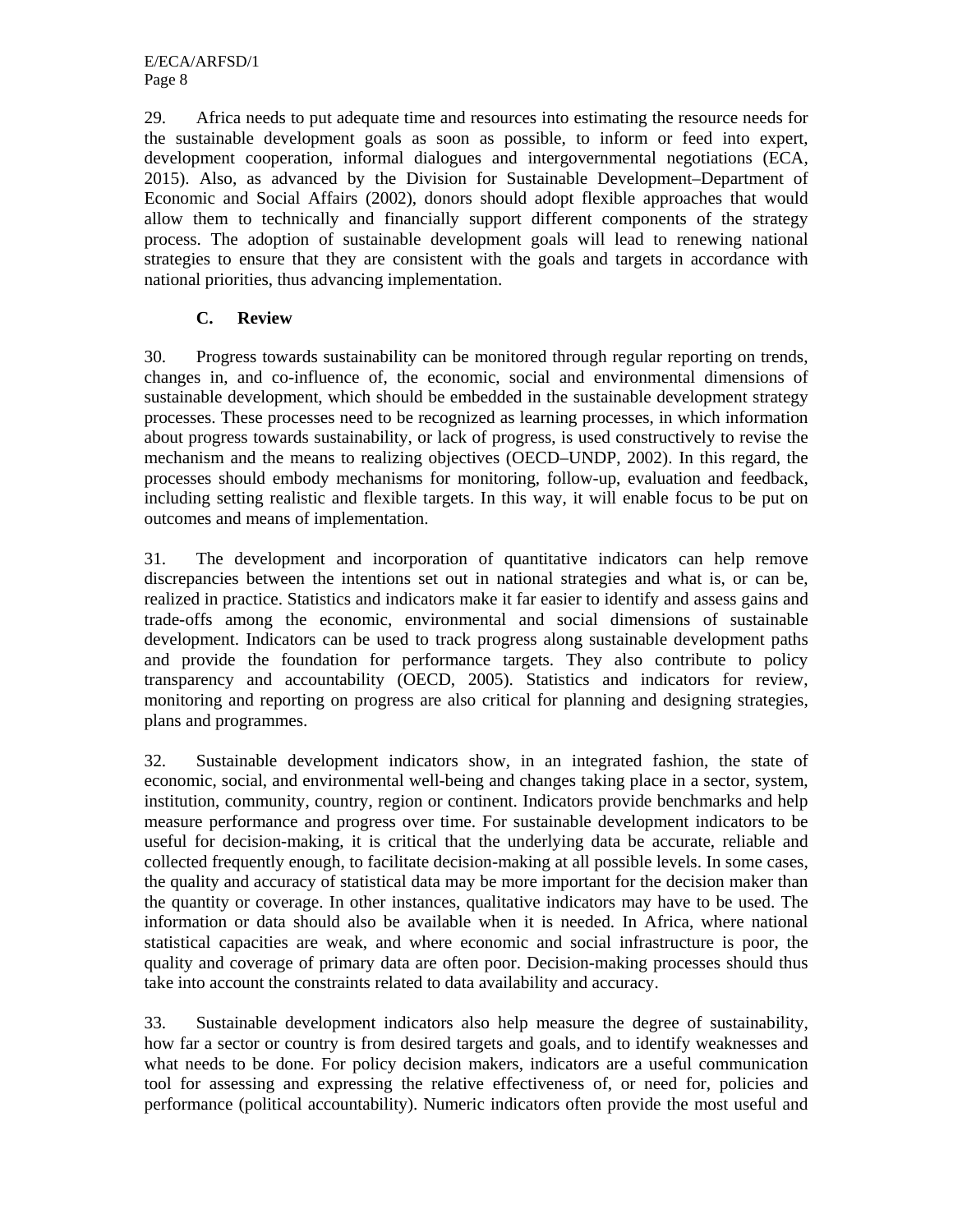29. Africa needs to put adequate time and resources into estimating the resource needs for the sustainable development goals as soon as possible, to inform or feed into expert, development cooperation, informal dialogues and intergovernmental negotiations (ECA, 2015). Also, as advanced by the Division for Sustainable Development–Department of Economic and Social Affairs (2002), donors should adopt flexible approaches that would allow them to technically and financially support different components of the strategy process. The adoption of sustainable development goals will lead to renewing national strategies to ensure that they are consistent with the goals and targets in accordance with national priorities, thus advancing implementation.

### C. Review

30. Progress towards sustainability can be monitored through regular reporting on trends, changes in, and co-influence of, the economic, social and environmental dimensions of sustainable development, which should be embedded in the sustainable development strategy processes. These processes need to be recognized as learning processes, in which information about progress towards sustainability, or lack of progress, is used constructively to revise the mechanism and the means to realizing objectives (OECD–UNDP, 2002). In this regard, the processes should embody mechanisms for monitoring, follow-up, evaluation and feedback, including setting realistic and flexible targets. In this way, it will enable focus to be put on outcomes and means of implementation.

31. The development and incorporation of quantitative indicators can help remove discrepancies between the intentions set out in national strategies and what is, or can be, realized in practice. Statistics and indicators make it far easier to identify and assess gains and trade-offs among the economic, environmental and social dimensions of sustainable development. Indicators can be used to track progress along sustainable development paths and provide the foundation for performance targets. They also contribute to policy transparency and accountability (OECD, 2005). Statistics and indicators for review, monitoring and reporting on progress are also critical for planning and designing strategies, plans and programmes.

32. Sustainable development indicators show, in an integrated fashion, the state of economic, social, and environmental well-being and changes taking place in a sector, system, institution, community, country, region or continent. Indicators provide benchmarks and help measure performance and progress over time. For sustainable development indicators to be useful for decision-making, it is critical that the underlying data be accurate, reliable and collected frequently enough, to facilitate decision-making at all possible levels. In some cases, the quality and accuracy of statistical data may be more important for the decision maker than the quantity or coverage. In other instances, qualitative indicators may have to be used. The information or data should also be available when it is needed. In Africa, where national statistical capacities are weak, and where economic and social infrastructure is poor, the quality and coverage of primary data are often poor. Decision-making processes should thus take into account the constraints related to data availability and accuracy.

33. Sustainable development indicators also help measure the degree of sustainability, how far a sector or country is from desired targets and goals, and to identify weaknesses and what needs to be done. For policy decision makers, indicators are a useful communication tool for assessing and expressing the relative effectiveness of, or need for, policies and performance (political accountability). Numeric indicators often provide the most useful and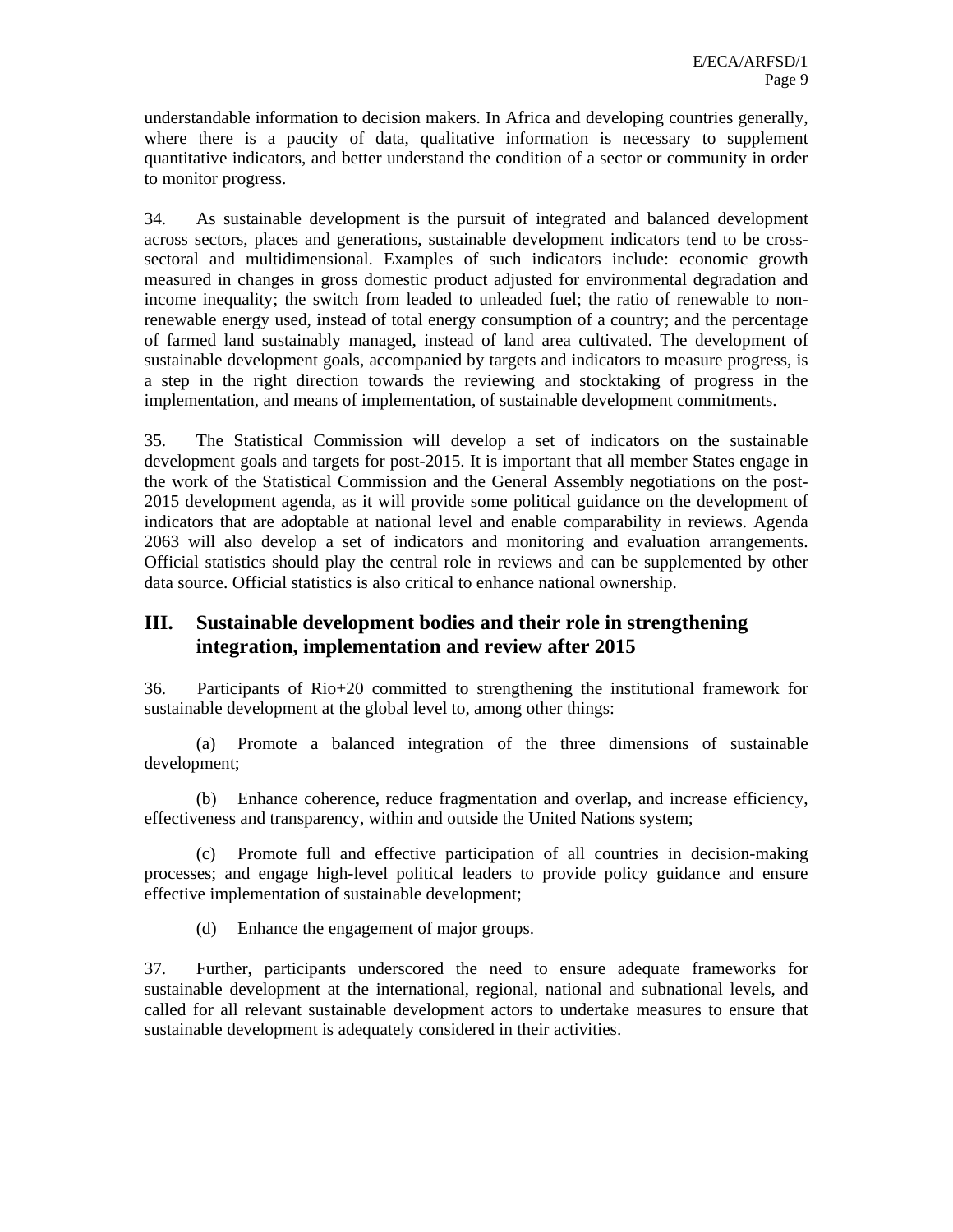understandable information to decision makers. In Africa and developing countries generally, where there is a paucity of data, qualitative information is necessary to supplement quantitative indicators, and better understand the condition of a sector or community in order to monitor progress.

34. As sustainable development is the pursuit of integrated and balanced development across sectors, places and generations, sustainable development indicators tend to be cross-sectoral and multidimensional. Examples of such indicators include: economic growth measured in changes in gross domestic product adjusted for environmental degradation and income inequality; the switch from leaded to unleaded fuel; the ratio of renewable to non-renewable energy used, instead of total energy consumption of a country; and the percentage of farmed land sustainably managed, instead of land area cultivated. The development of sustainable development goals, accompanied by targets and indicators to measure progress, is a step in the right direction towards the reviewing and stocktaking of progress in the implementation, and means of implementation, of sustainable development commitments.

35. The Statistical Commission will develop a set of indicators on the sustainable development goals and targets for post-2015. It is important that all member States engage in the work of the Statistical Commission and the General Assembly negotiations on the post-2015 development agenda, as it will provide some political guidance on the development of indicators that are adoptable at national level and enable comparability in reviews. Agenda 2063 will also develop a set of indicators and monitoring and evaluation arrangements. Official statistics should play the central role in reviews and can be supplemented by other data source. Official statistics is also critical to enhance national ownership.

## III. Sustainable development bodies and their role in strengthening integration, implementation and review after 2015

36. Participants of Rio+20 committed to strengthening the institutional framework for sustainable development at the global level to, among other things:

(a) Promote a balanced integration of the three dimensions of sustainable development;

(b) Enhance coherence, reduce fragmentation and overlap, and increase efficiency, effectiveness and transparency, within and outside the United Nations system;

(c) Promote full and effective participation of all countries in decision-making processes; and engage high-level political leaders to provide policy guidance and ensure effective implementation of sustainable development;

(d) Enhance the engagement of major groups.

37. Further, participants underscored the need to ensure adequate frameworks for sustainable development at the international, regional, national and subnational levels, and called for all relevant sustainable development actors to undertake measures to ensure that sustainable development is adequately considered in their activities.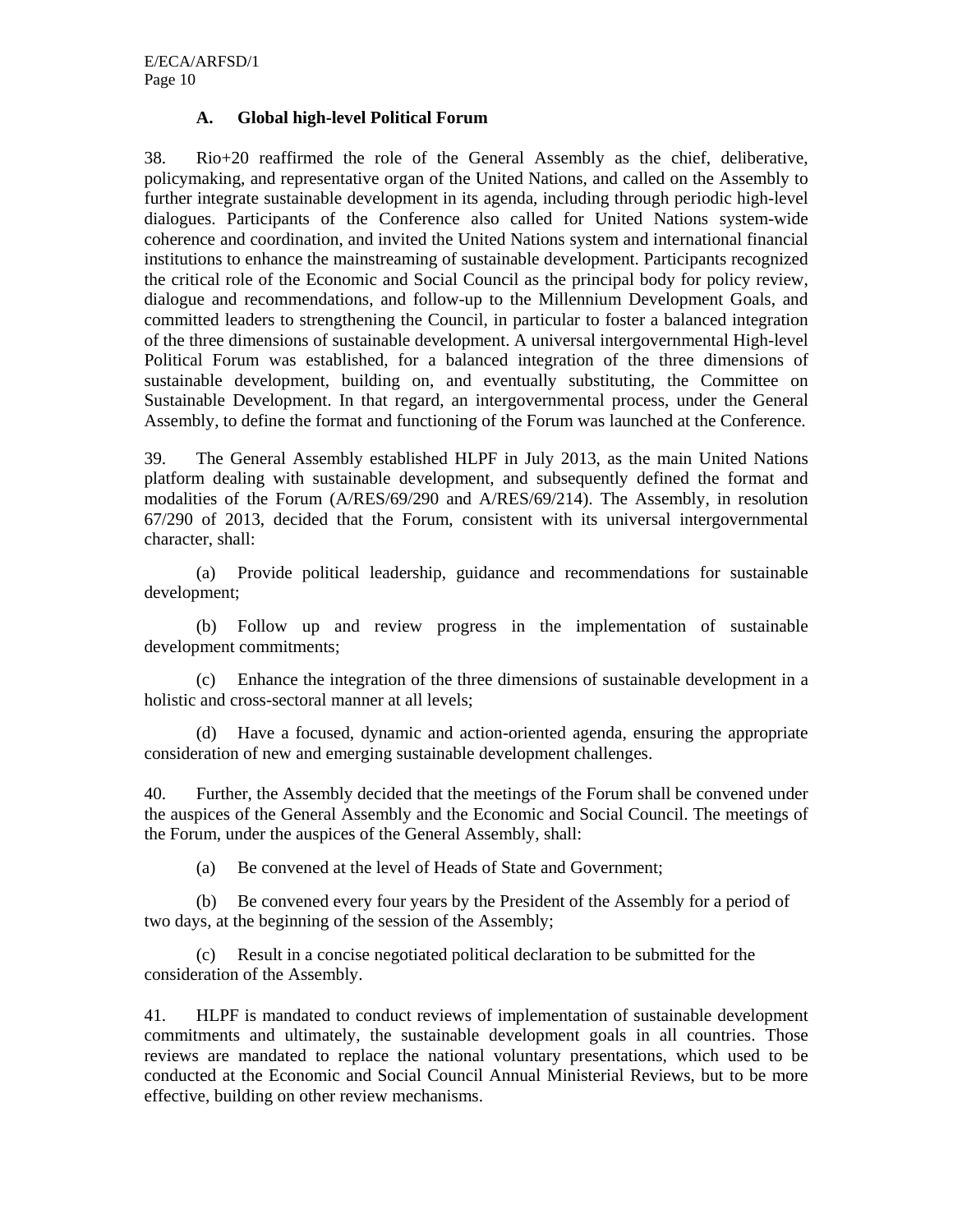### A. Global high-level Political Forum

38. Rio+20 reaffirmed the role of the General Assembly as the chief, deliberative, policymaking, and representative organ of the United Nations, and called on the Assembly to further integrate sustainable development in its agenda, including through periodic high-level dialogues. Participants of the Conference also called for United Nations system-wide coherence and coordination, and invited the United Nations system and international financial institutions to enhance the mainstreaming of sustainable development. Participants recognized the critical role of the Economic and Social Council as the principal body for policy review, dialogue and recommendations, and follow-up to the Millennium Development Goals, and committed leaders to strengthening the Council, in particular to foster a balanced integration of the three dimensions of sustainable development. A universal intergovernmental High-level Political Forum was established, for a balanced integration of the three dimensions of sustainable development, building on, and eventually substituting, the Committee on Sustainable Development. In that regard, an intergovernmental process, under the General Assembly, to define the format and functioning of the Forum was launched at the Conference.

39. The General Assembly established HLPF in July 2013, as the main United Nations platform dealing with sustainable development, and subsequently defined the format and modalities of the Forum (A/RES/69/290 and A/RES/69/214). The Assembly, in resolution 67/290 of 2013, decided that the Forum, consistent with its universal intergovernmental character, shall:

(a) Provide political leadership, guidance and recommendations for sustainable development;

(b) Follow up and review progress in the implementation of sustainable development commitments;

(c) Enhance the integration of the three dimensions of sustainable development in a holistic and cross-sectoral manner at all levels;

(d) Have a focused, dynamic and action-oriented agenda, ensuring the appropriate consideration of new and emerging sustainable development challenges.

40. Further, the Assembly decided that the meetings of the Forum shall be convened under the auspices of the General Assembly and the Economic and Social Council. The meetings of the Forum, under the auspices of the General Assembly, shall:

(a) Be convened at the level of Heads of State and Government;

(b) Be convened every four years by the President of the Assembly for a period of two days, at the beginning of the session of the Assembly;

(c) Result in a concise negotiated political declaration to be submitted for the consideration of the Assembly.

41. HLPF is mandated to conduct reviews of implementation of sustainable development commitments and ultimately, the sustainable development goals in all countries. Those reviews are mandated to replace the national voluntary presentations, which used to be conducted at the Economic and Social Council Annual Ministerial Reviews, but to be more effective, building on other review mechanisms.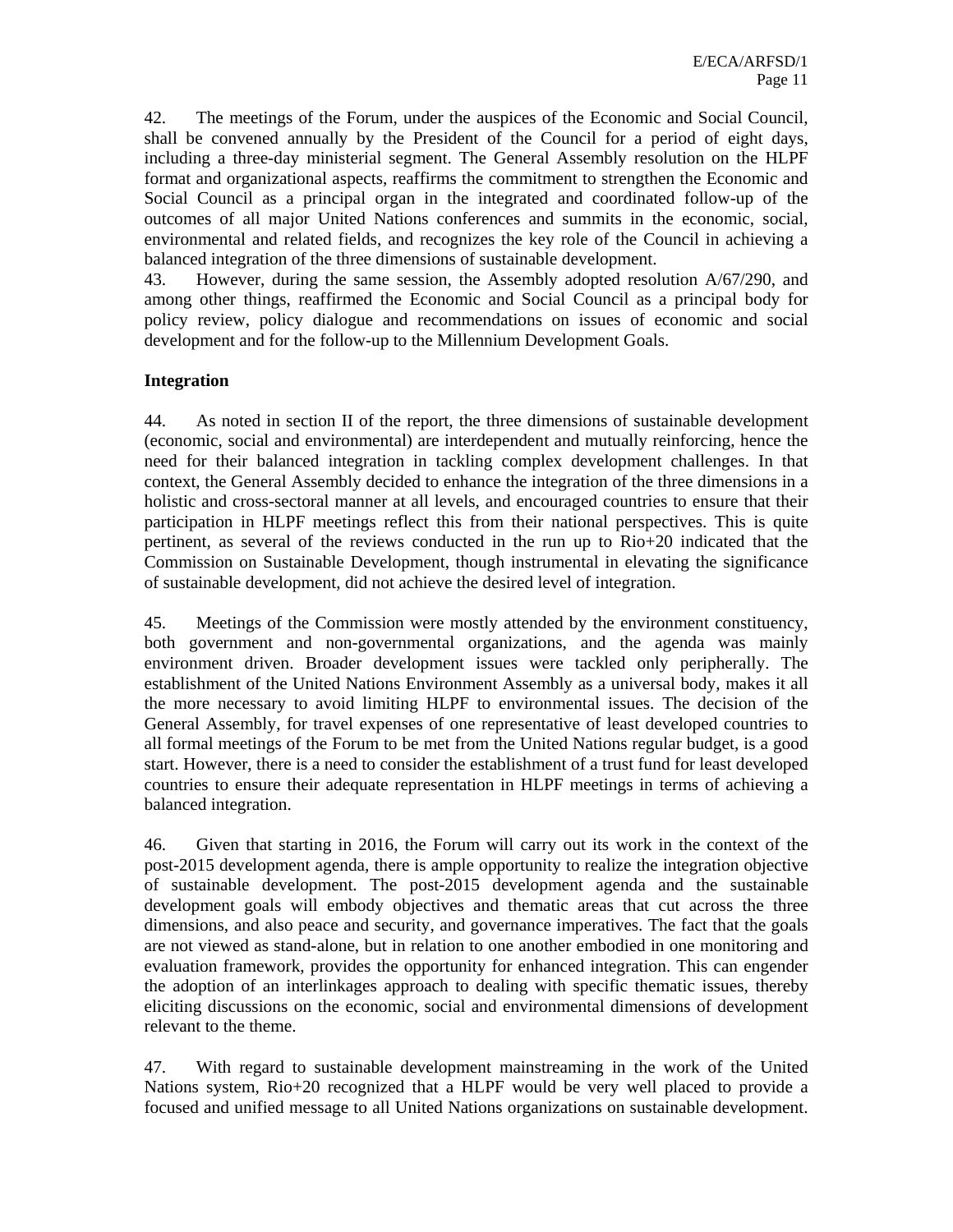42. The meetings of the Forum, under the auspices of the Economic and Social Council, shall be convened annually by the President of the Council for a period of eight days, including a three-day ministerial segment. The General Assembly resolution on the HLPF format and organizational aspects, reaffirms the commitment to strengthen the Economic and Social Council as a principal organ in the integrated and coordinated follow-up of the outcomes of all major United Nations conferences and summits in the economic, social, environmental and related fields, and recognizes the key role of the Council in achieving a balanced integration of the three dimensions of sustainable development.

43. However, during the same session, the Assembly adopted resolution A/67/290, and among other things, reaffirmed the Economic and Social Council as a principal body for policy review, policy dialogue and recommendations on issues of economic and social development and for the follow-up to the Millennium Development Goals.

**Integration**

44. As noted in section II of the report, the three dimensions of sustainable development (economic, social and environmental) are interdependent and mutually reinforcing, hence the need for their balanced integration in tackling complex development challenges. In that context, the General Assembly decided to enhance the integration of the three dimensions in a holistic and cross-sectoral manner at all levels, and encouraged countries to ensure that their participation in HLPF meetings reflect this from their national perspectives. This is quite pertinent, as several of the reviews conducted in the run up to Rio+20 indicated that the Commission on Sustainable Development, though instrumental in elevating the significance of sustainable development, did not achieve the desired level of integration.

45. Meetings of the Commission were mostly attended by the environment constituency, both government and non-governmental organizations, and the agenda was mainly environment driven. Broader development issues were tackled only peripherally. The establishment of the United Nations Environment Assembly as a universal body, makes it all the more necessary to avoid limiting HLPF to environmental issues. The decision of the General Assembly, for travel expenses of one representative of least developed countries to all formal meetings of the Forum to be met from the United Nations regular budget, is a good start. However, there is a need to consider the establishment of a trust fund for least developed countries to ensure their adequate representation in HLPF meetings in terms of achieving a balanced integration.

46. Given that starting in 2016, the Forum will carry out its work in the context of the post-2015 development agenda, there is ample opportunity to realize the integration objective of sustainable development. The post-2015 development agenda and the sustainable development goals will embody objectives and thematic areas that cut across the three dimensions, and also peace and security, and governance imperatives. The fact that the goals are not viewed as stand-alone, but in relation to one another embodied in one monitoring and evaluation framework, provides the opportunity for enhanced integration. This can engender the adoption of an interlinkages approach to dealing with specific thematic issues, thereby eliciting discussions on the economic, social and environmental dimensions of development relevant to the theme.

47. With regard to sustainable development mainstreaming in the work of the United Nations system, Rio+20 recognized that a HLPF would be very well placed to provide a focused and unified message to all United Nations organizations on sustainable development.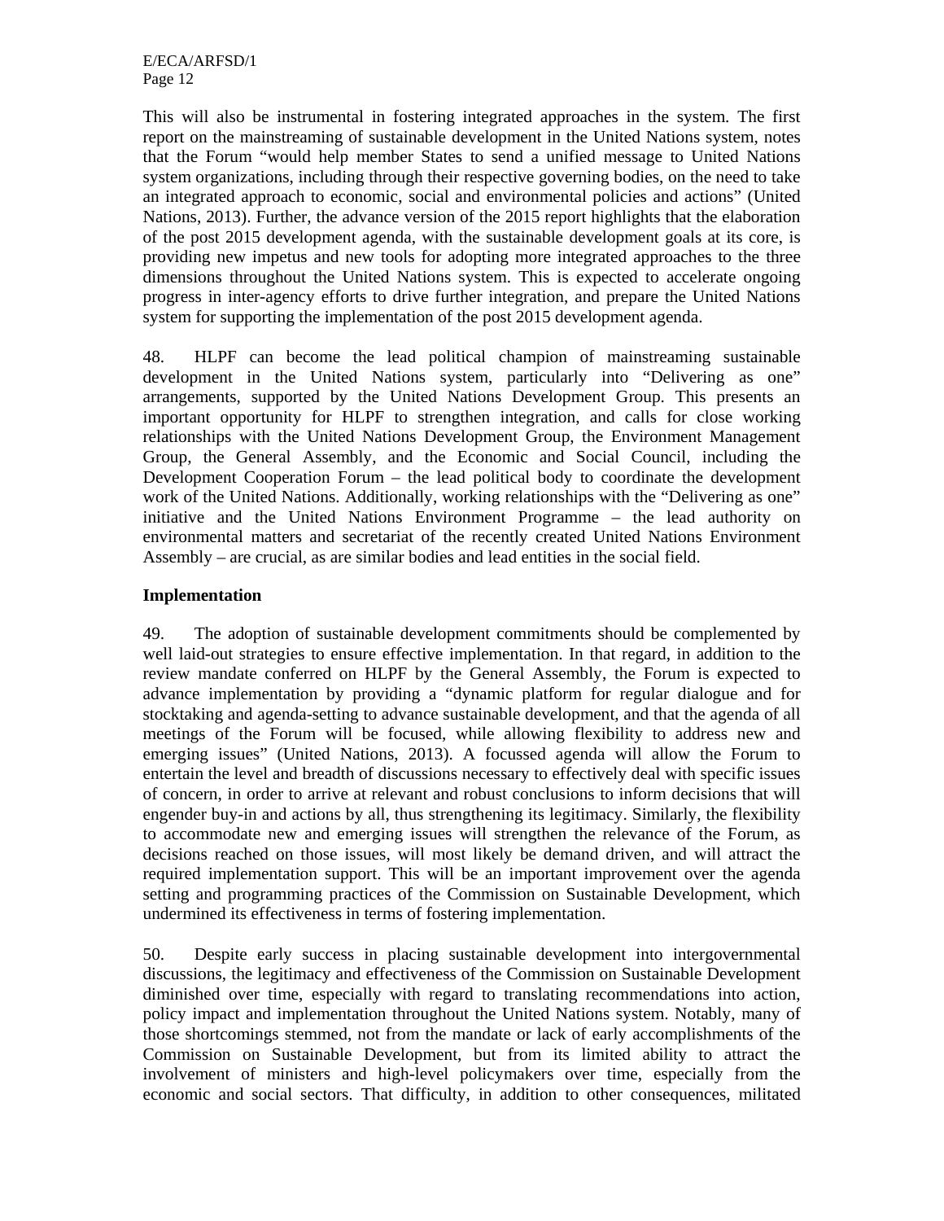This will also be instrumental in fostering integrated approaches in the system. The first report on the mainstreaming of sustainable development in the United Nations system, notes that the Forum "would help member States to send a unified message to United Nations system organizations, including through their respective governing bodies, on the need to take an integrated approach to economic, social and environmental policies and actions" (United Nations, 2013). Further, the advance version of the 2015 report highlights that the elaboration of the post 2015 development agenda, with the sustainable development goals at its core, is providing new impetus and new tools for adopting more integrated approaches to the three dimensions throughout the United Nations system. This is expected to accelerate ongoing progress in inter-agency efforts to drive further integration, and prepare the United Nations system for supporting the implementation of the post 2015 development agenda.

48. HLPF can become the lead political champion of mainstreaming sustainable development in the United Nations system, particularly into "Delivering as one" arrangements, supported by the United Nations Development Group. This presents an important opportunity for HLPF to strengthen integration, and calls for close working relationships with the United Nations Development Group, the Environment Management Group, the General Assembly, and the Economic and Social Council, including the Development Cooperation Forum – the lead political body to coordinate the development work of the United Nations. Additionally, working relationships with the "Delivering as one" initiative and the United Nations Environment Programme – the lead authority on environmental matters and secretariat of the recently created United Nations Environment Assembly – are crucial, as are similar bodies and lead entities in the social field.

**Implementation**

49. The adoption of sustainable development commitments should be complemented by well laid-out strategies to ensure effective implementation. In that regard, in addition to the review mandate conferred on HLPF by the General Assembly, the Forum is expected to advance implementation by providing a "dynamic platform for regular dialogue and for stocktaking and agenda-setting to advance sustainable development, and that the agenda of all meetings of the Forum will be focused, while allowing flexibility to address new and emerging issues" (United Nations, 2013). A focussed agenda will allow the Forum to entertain the level and breadth of discussions necessary to effectively deal with specific issues of concern, in order to arrive at relevant and robust conclusions to inform decisions that will engender buy-in and actions by all, thus strengthening its legitimacy. Similarly, the flexibility to accommodate new and emerging issues will strengthen the relevance of the Forum, as decisions reached on those issues, will most likely be demand driven, and will attract the required implementation support. This will be an important improvement over the agenda setting and programming practices of the Commission on Sustainable Development, which undermined its effectiveness in terms of fostering implementation.

50. Despite early success in placing sustainable development into intergovernmental discussions, the legitimacy and effectiveness of the Commission on Sustainable Development diminished over time, especially with regard to translating recommendations into action, policy impact and implementation throughout the United Nations system. Notably, many of those shortcomings stemmed, not from the mandate or lack of early accomplishments of the Commission on Sustainable Development, but from its limited ability to attract the involvement of ministers and high-level policymakers over time, especially from the economic and social sectors. That difficulty, in addition to other consequences, militated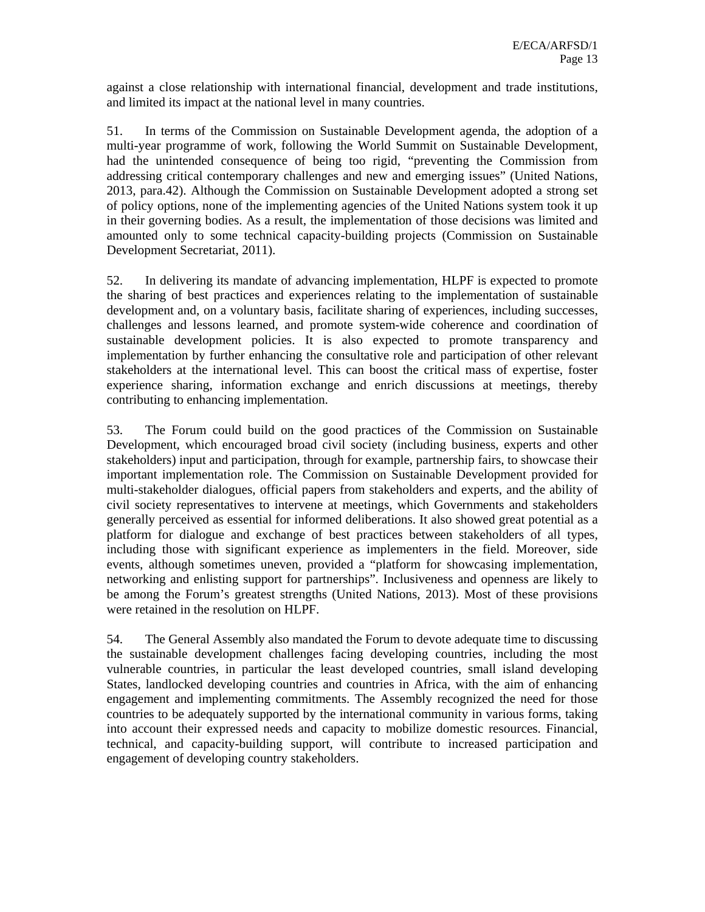against a close relationship with international financial, development and trade institutions, and limited its impact at the national level in many countries.

51. In terms of the Commission on Sustainable Development agenda, the adoption of a multi-year programme of work, following the World Summit on Sustainable Development, had the unintended consequence of being too rigid, "preventing the Commission from addressing critical contemporary challenges and new and emerging issues" (United Nations, 2013, para.42). Although the Commission on Sustainable Development adopted a strong set of policy options, none of the implementing agencies of the United Nations system took it up in their governing bodies. As a result, the implementation of those decisions was limited and amounted only to some technical capacity-building projects (Commission on Sustainable Development Secretariat, 2011).

52. In delivering its mandate of advancing implementation, HLPF is expected to promote the sharing of best practices and experiences relating to the implementation of sustainable development and, on a voluntary basis, facilitate sharing of experiences, including successes, challenges and lessons learned, and promote system-wide coherence and coordination of sustainable development policies. It is also expected to promote transparency and implementation by further enhancing the consultative role and participation of other relevant stakeholders at the international level. This can boost the critical mass of expertise, foster experience sharing, information exchange and enrich discussions at meetings, thereby contributing to enhancing implementation.

53. The Forum could build on the good practices of the Commission on Sustainable Development, which encouraged broad civil society (including business, experts and other stakeholders) input and participation, through for example, partnership fairs, to showcase their important implementation role. The Commission on Sustainable Development provided for multi-stakeholder dialogues, official papers from stakeholders and experts, and the ability of civil society representatives to intervene at meetings, which Governments and stakeholders generally perceived as essential for informed deliberations. It also showed great potential as a platform for dialogue and exchange of best practices between stakeholders of all types, including those with significant experience as implementers in the field. Moreover, side events, although sometimes uneven, provided a "platform for showcasing implementation, networking and enlisting support for partnerships". Inclusiveness and openness are likely to be among the Forum's greatest strengths (United Nations, 2013). Most of these provisions were retained in the resolution on HLPF.

54. The General Assembly also mandated the Forum to devote adequate time to discussing the sustainable development challenges facing developing countries, including the most vulnerable countries, in particular the least developed countries, small island developing States, landlocked developing countries and countries in Africa, with the aim of enhancing engagement and implementing commitments. The Assembly recognized the need for those countries to be adequately supported by the international community in various forms, taking into account their expressed needs and capacity to mobilize domestic resources. Financial, technical, and capacity-building support, will contribute to increased participation and engagement of developing country stakeholders.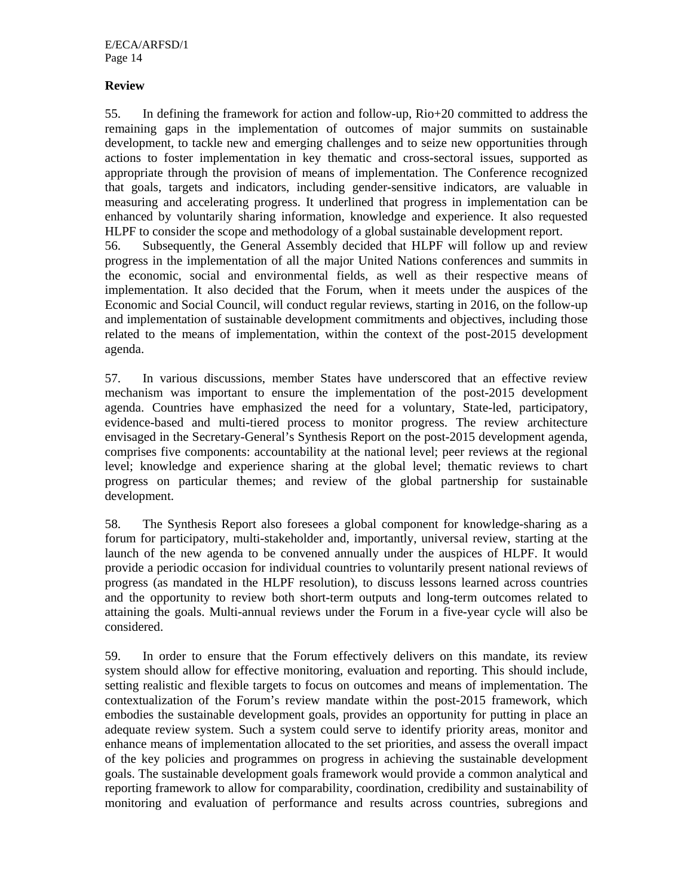## Review

55. In defining the framework for action and follow-up, Rio+20 committed to address the remaining gaps in the implementation of outcomes of major summits on sustainable development, to tackle new and emerging challenges and to seize new opportunities through actions to foster implementation in key thematic and cross-sectoral issues, supported as appropriate through the provision of means of implementation. The Conference recognized that goals, targets and indicators, including gender-sensitive indicators, are valuable in measuring and accelerating progress. It underlined that progress in implementation can be enhanced by voluntarily sharing information, knowledge and experience. It also requested HLPF to consider the scope and methodology of a global sustainable development report.

56. Subsequently, the General Assembly decided that HLPF will follow up and review progress in the implementation of all the major United Nations conferences and summits in the economic, social and environmental fields, as well as their respective means of implementation. It also decided that the Forum, when it meets under the auspices of the Economic and Social Council, will conduct regular reviews, starting in 2016, on the follow-up and implementation of sustainable development commitments and objectives, including those related to the means of implementation, within the context of the post-2015 development agenda.

57. In various discussions, member States have underscored that an effective review mechanism was important to ensure the implementation of the post-2015 development agenda. Countries have emphasized the need for a voluntary, State-led, participatory, evidence-based and multi-tiered process to monitor progress. The review architecture envisaged in the Secretary-General's Synthesis Report on the post-2015 development agenda, comprises five components: accountability at the national level; peer reviews at the regional level; knowledge and experience sharing at the global level; thematic reviews to chart progress on particular themes; and review of the global partnership for sustainable development.

58. The Synthesis Report also foresees a global component for knowledge-sharing as a forum for participatory, multi-stakeholder and, importantly, universal review, starting at the launch of the new agenda to be convened annually under the auspices of HLPF. It would provide a periodic occasion for individual countries to voluntarily present national reviews of progress (as mandated in the HLPF resolution), to discuss lessons learned across countries and the opportunity to review both short-term outputs and long-term outcomes related to attaining the goals. Multi-annual reviews under the Forum in a five-year cycle will also be considered.

59. In order to ensure that the Forum effectively delivers on this mandate, its review system should allow for effective monitoring, evaluation and reporting. This should include, setting realistic and flexible targets to focus on outcomes and means of implementation. The contextualization of the Forum's review mandate within the post-2015 framework, which embodies the sustainable development goals, provides an opportunity for putting in place an adequate review system. Such a system could serve to identify priority areas, monitor and enhance means of implementation allocated to the set priorities, and assess the overall impact of the key policies and programmes on progress in achieving the sustainable development goals. The sustainable development goals framework would provide a common analytical and reporting framework to allow for comparability, coordination, credibility and sustainability of monitoring and evaluation of performance and results across countries, subregions and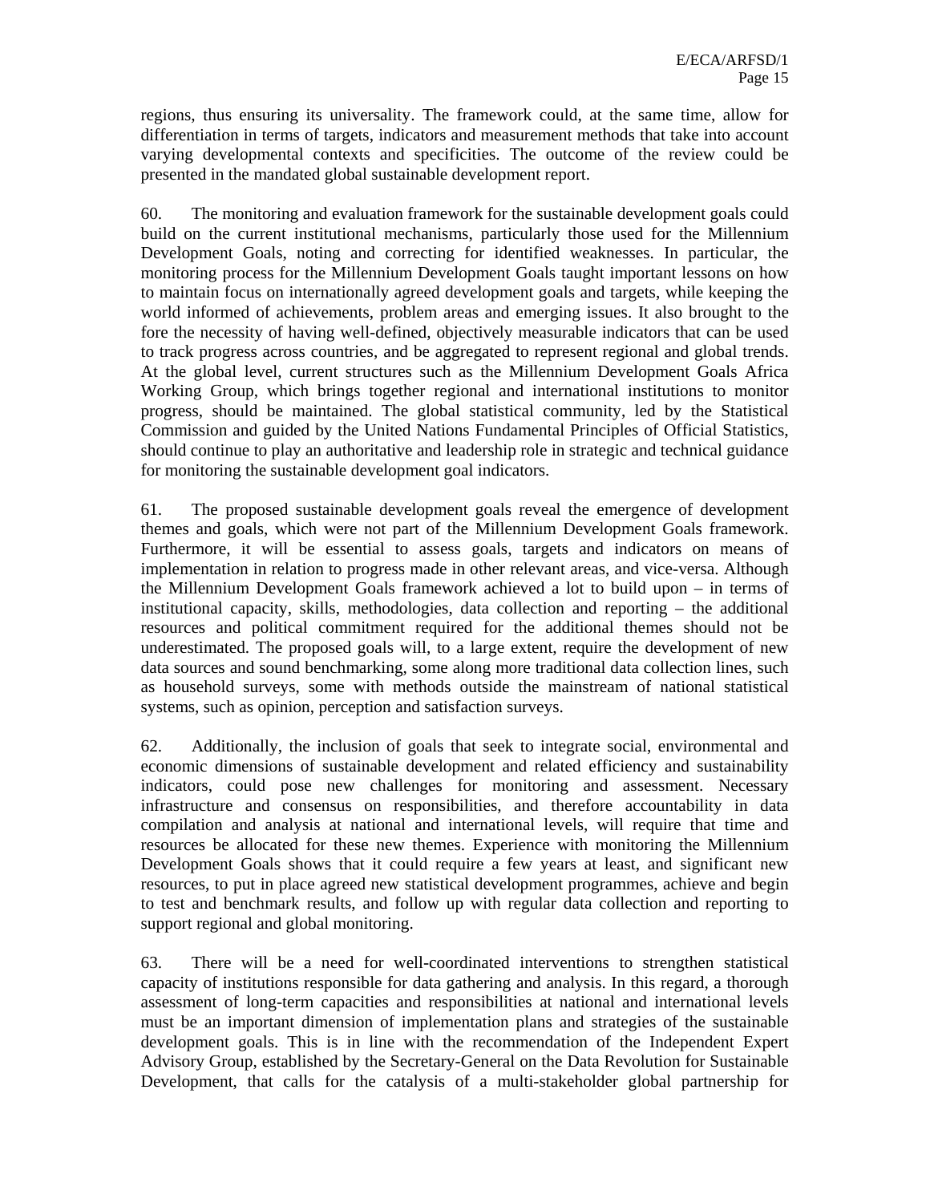regions, thus ensuring its universality. The framework could, at the same time, allow for differentiation in terms of targets, indicators and measurement methods that take into account varying developmental contexts and specificities. The outcome of the review could be presented in the mandated global sustainable development report.

60. The monitoring and evaluation framework for the sustainable development goals could build on the current institutional mechanisms, particularly those used for the Millennium Development Goals, noting and correcting for identified weaknesses. In particular, the monitoring process for the Millennium Development Goals taught important lessons on how to maintain focus on internationally agreed development goals and targets, while keeping the world informed of achievements, problem areas and emerging issues. It also brought to the fore the necessity of having well-defined, objectively measurable indicators that can be used to track progress across countries, and be aggregated to represent regional and global trends. At the global level, current structures such as the Millennium Development Goals Africa Working Group, which brings together regional and international institutions to monitor progress, should be maintained. The global statistical community, led by the Statistical Commission and guided by the United Nations Fundamental Principles of Official Statistics, should continue to play an authoritative and leadership role in strategic and technical guidance for monitoring the sustainable development goal indicators.

61. The proposed sustainable development goals reveal the emergence of development themes and goals, which were not part of the Millennium Development Goals framework. Furthermore, it will be essential to assess goals, targets and indicators on means of implementation in relation to progress made in other relevant areas, and vice-versa. Although the Millennium Development Goals framework achieved a lot to build upon – in terms of institutional capacity, skills, methodologies, data collection and reporting – the additional resources and political commitment required for the additional themes should not be underestimated. The proposed goals will, to a large extent, require the development of new data sources and sound benchmarking, some along more traditional data collection lines, such as household surveys, some with methods outside the mainstream of national statistical systems, such as opinion, perception and satisfaction surveys.

62. Additionally, the inclusion of goals that seek to integrate social, environmental and economic dimensions of sustainable development and related efficiency and sustainability indicators, could pose new challenges for monitoring and assessment. Necessary infrastructure and consensus on responsibilities, and therefore accountability in data compilation and analysis at national and international levels, will require that time and resources be allocated for these new themes. Experience with monitoring the Millennium Development Goals shows that it could require a few years at least, and significant new resources, to put in place agreed new statistical development programmes, achieve and begin to test and benchmark results, and follow up with regular data collection and reporting to support regional and global monitoring.

63. There will be a need for well-coordinated interventions to strengthen statistical capacity of institutions responsible for data gathering and analysis. In this regard, a thorough assessment of long-term capacities and responsibilities at national and international levels must be an important dimension of implementation plans and strategies of the sustainable development goals. This is in line with the recommendation of the Independent Expert Advisory Group, established by the Secretary-General on the Data Revolution for Sustainable Development, that calls for the catalysis of a multi-stakeholder global partnership for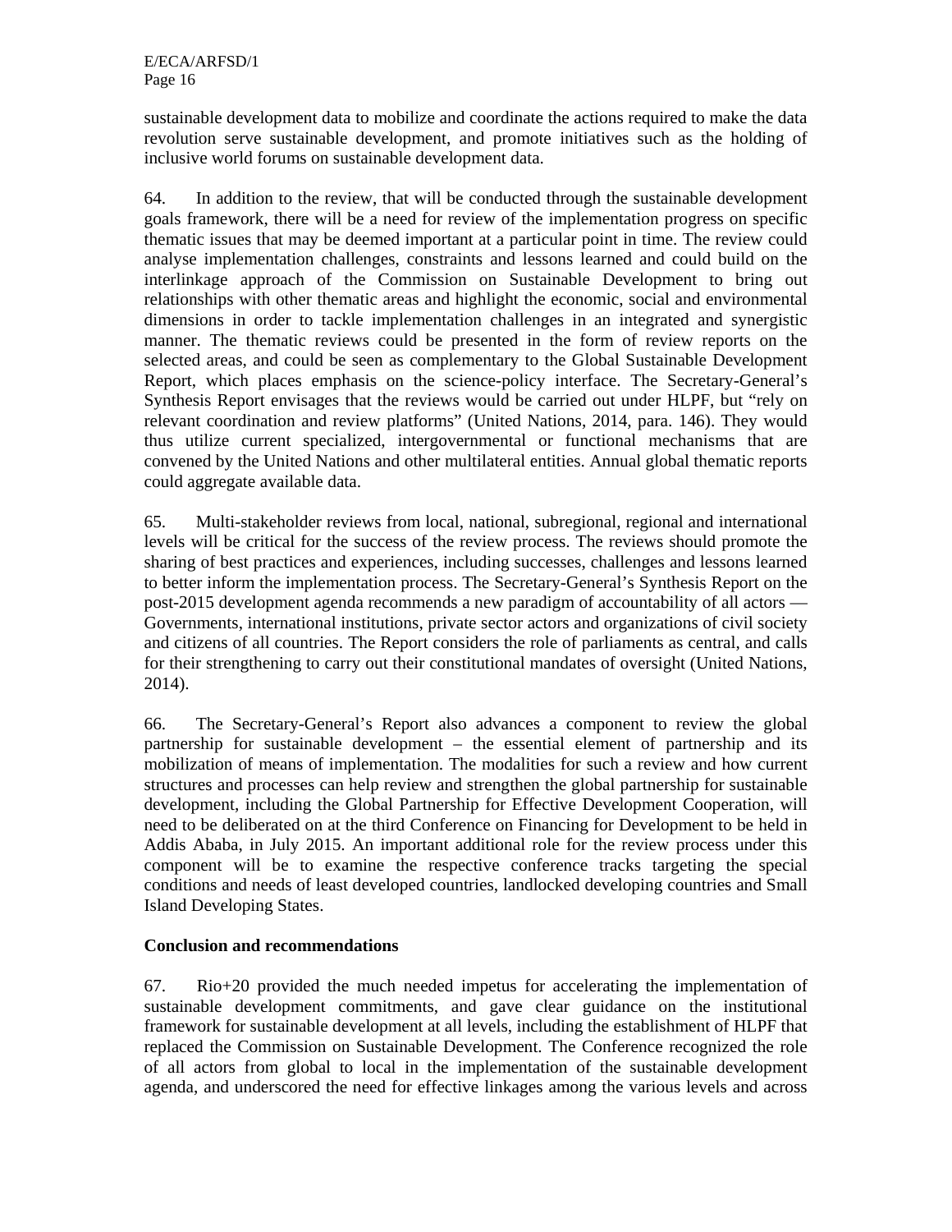sustainable development data to mobilize and coordinate the actions required to make the data revolution serve sustainable development, and promote initiatives such as the holding of inclusive world forums on sustainable development data.

64. In addition to the review, that will be conducted through the sustainable development goals framework, there will be a need for review of the implementation progress on specific thematic issues that may be deemed important at a particular point in time. The review could analyse implementation challenges, constraints and lessons learned and could build on the interlinkage approach of the Commission on Sustainable Development to bring out relationships with other thematic areas and highlight the economic, social and environmental dimensions in order to tackle implementation challenges in an integrated and synergistic manner. The thematic reviews could be presented in the form of review reports on the selected areas, and could be seen as complementary to the Global Sustainable Development Report, which places emphasis on the science-policy interface. The Secretary-General's Synthesis Report envisages that the reviews would be carried out under HLPF, but "rely on relevant coordination and review platforms" (United Nations, 2014, para. 146). They would thus utilize current specialized, intergovernmental or functional mechanisms that are convened by the United Nations and other multilateral entities. Annual global thematic reports could aggregate available data.

65. Multi-stakeholder reviews from local, national, subregional, regional and international levels will be critical for the success of the review process. The reviews should promote the sharing of best practices and experiences, including successes, challenges and lessons learned to better inform the implementation process. The Secretary-General's Synthesis Report on the post-2015 development agenda recommends a new paradigm of accountability of all actors — Governments, international institutions, private sector actors and organizations of civil society and citizens of all countries. The Report considers the role of parliaments as central, and calls for their strengthening to carry out their constitutional mandates of oversight (United Nations, 2014).

66. The Secretary-General's Report also advances a component to review the global partnership for sustainable development – the essential element of partnership and its mobilization of means of implementation. The modalities for such a review and how current structures and processes can help review and strengthen the global partnership for sustainable development, including the Global Partnership for Effective Development Cooperation, will need to be deliberated on at the third Conference on Financing for Development to be held in Addis Ababa, in July 2015. An important additional role for the review process under this component will be to examine the respective conference tracks targeting the special conditions and needs of least developed countries, landlocked developing countries and Small Island Developing States.

**Conclusion and recommendations**

67. Rio+20 provided the much needed impetus for accelerating the implementation of sustainable development commitments, and gave clear guidance on the institutional framework for sustainable development at all levels, including the establishment of HLPF that replaced the Commission on Sustainable Development. The Conference recognized the role of all actors from global to local in the implementation of the sustainable development agenda, and underscored the need for effective linkages among the various levels and across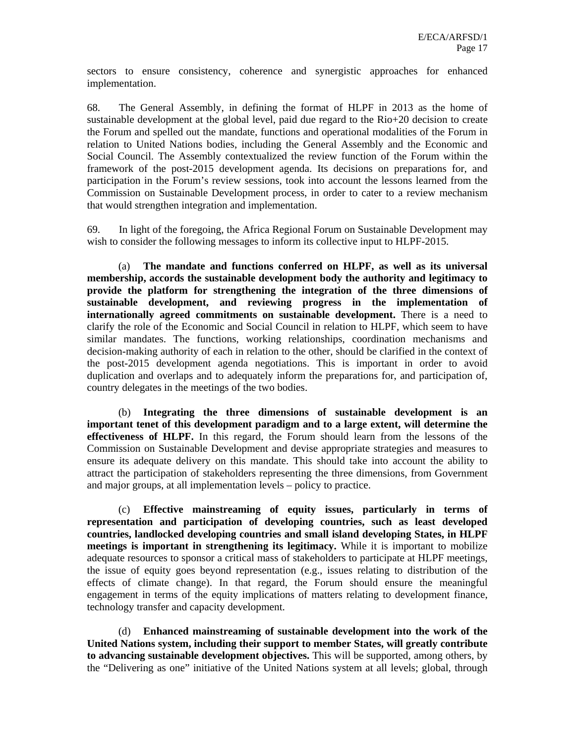sectors to ensure consistency, coherence and synergistic approaches for enhanced implementation.

68. The General Assembly, in defining the format of HLPF in 2013 as the home of sustainable development at the global level, paid due regard to the Rio+20 decision to create the Forum and spelled out the mandate, functions and operational modalities of the Forum in relation to United Nations bodies, including the General Assembly and the Economic and Social Council. The Assembly contextualized the review function of the Forum within the framework of the post-2015 development agenda. Its decisions on preparations for, and participation in the Forum's review sessions, took into account the lessons learned from the Commission on Sustainable Development process, in order to cater to a review mechanism that would strengthen integration and implementation.

69. In light of the foregoing, the Africa Regional Forum on Sustainable Development may wish to consider the following messages to inform its collective input to HLPF-2015.

(a) **The mandate and functions conferred on HLPF, as well as its universal membership, accords the sustainable development body the authority and legitimacy to provide the platform for strengthening the integration of the three dimensions of sustainable development, and reviewing progress in the implementation of internationally agreed commitments on sustainable development.** There is a need to clarify the role of the Economic and Social Council in relation to HLPF, which seem to have similar mandates. The functions, working relationships, coordination mechanisms and decision-making authority of each in relation to the other, should be clarified in the context of the post-2015 development agenda negotiations. This is important in order to avoid duplication and overlaps and to adequately inform the preparations for, and participation of, country delegates in the meetings of the two bodies.

(b) **Integrating the three dimensions of sustainable development is an important tenet of this development paradigm and to a large extent, will determine the effectiveness of HLPF.** In this regard, the Forum should learn from the lessons of the Commission on Sustainable Development and devise appropriate strategies and measures to ensure its adequate delivery on this mandate. This should take into account the ability to attract the participation of stakeholders representing the three dimensions, from Government and major groups, at all implementation levels – policy to practice.

(c) **Effective mainstreaming of equity issues, particularly in terms of representation and participation of developing countries, such as least developed countries, landlocked developing countries and small island developing States, in HLPF meetings is important in strengthening its legitimacy.** While it is important to mobilize adequate resources to sponsor a critical mass of stakeholders to participate at HLPF meetings, the issue of equity goes beyond representation (e.g., issues relating to distribution of the effects of climate change). In that regard, the Forum should ensure the meaningful engagement in terms of the equity implications of matters relating to development finance, technology transfer and capacity development.

(d) **Enhanced mainstreaming of sustainable development into the work of the United Nations system, including their support to member States, will greatly contribute to advancing sustainable development objectives.** This will be supported, among others, by the "Delivering as one" initiative of the United Nations system at all levels; global, through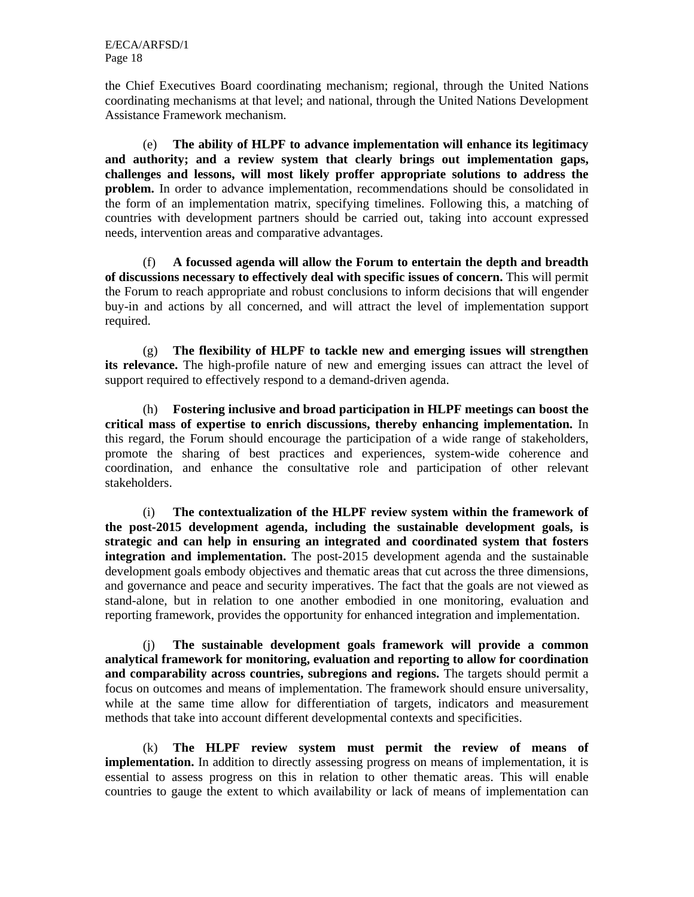the Chief Executives Board coordinating mechanism; regional, through the United Nations coordinating mechanisms at that level; and national, through the United Nations Development Assistance Framework mechanism.

(e) **The ability of HLPF to advance implementation will enhance its legitimacy and authority; and a review system that clearly brings out implementation gaps, challenges and lessons, will most likely proffer appropriate solutions to address the problem.** In order to advance implementation, recommendations should be consolidated in the form of an implementation matrix, specifying timelines. Following this, a matching of countries with development partners should be carried out, taking into account expressed needs, intervention areas and comparative advantages.

(f) **A focussed agenda will allow the Forum to entertain the depth and breadth of discussions necessary to effectively deal with specific issues of concern.** This will permit the Forum to reach appropriate and robust conclusions to inform decisions that will engender buy-in and actions by all concerned, and will attract the level of implementation support required.

(g) **The flexibility of HLPF to tackle new and emerging issues will strengthen its relevance.** The high-profile nature of new and emerging issues can attract the level of support required to effectively respond to a demand-driven agenda.

(h) **Fostering inclusive and broad participation in HLPF meetings can boost the critical mass of expertise to enrich discussions, thereby enhancing implementation.** In this regard, the Forum should encourage the participation of a wide range of stakeholders, promote the sharing of best practices and experiences, system-wide coherence and coordination, and enhance the consultative role and participation of other relevant stakeholders.

(i) **The contextualization of the HLPF review system within the framework of the post-2015 development agenda, including the sustainable development goals, is strategic and can help in ensuring an integrated and coordinated system that fosters integration and implementation.** The post-2015 development agenda and the sustainable development goals embody objectives and thematic areas that cut across the three dimensions, and governance and peace and security imperatives. The fact that the goals are not viewed as stand-alone, but in relation to one another embodied in one monitoring, evaluation and reporting framework, provides the opportunity for enhanced integration and implementation.

(j) **The sustainable development goals framework will provide a common analytical framework for monitoring, evaluation and reporting to allow for coordination and comparability across countries, subregions and regions.** The targets should permit a focus on outcomes and means of implementation. The framework should ensure universality, while at the same time allow for differentiation of targets, indicators and measurement methods that take into account different developmental contexts and specificities.

(k) **The HLPF review system must permit the review of means of implementation.** In addition to directly assessing progress on means of implementation, it is essential to assess progress on this in relation to other thematic areas. This will enable countries to gauge the extent to which availability or lack of means of implementation can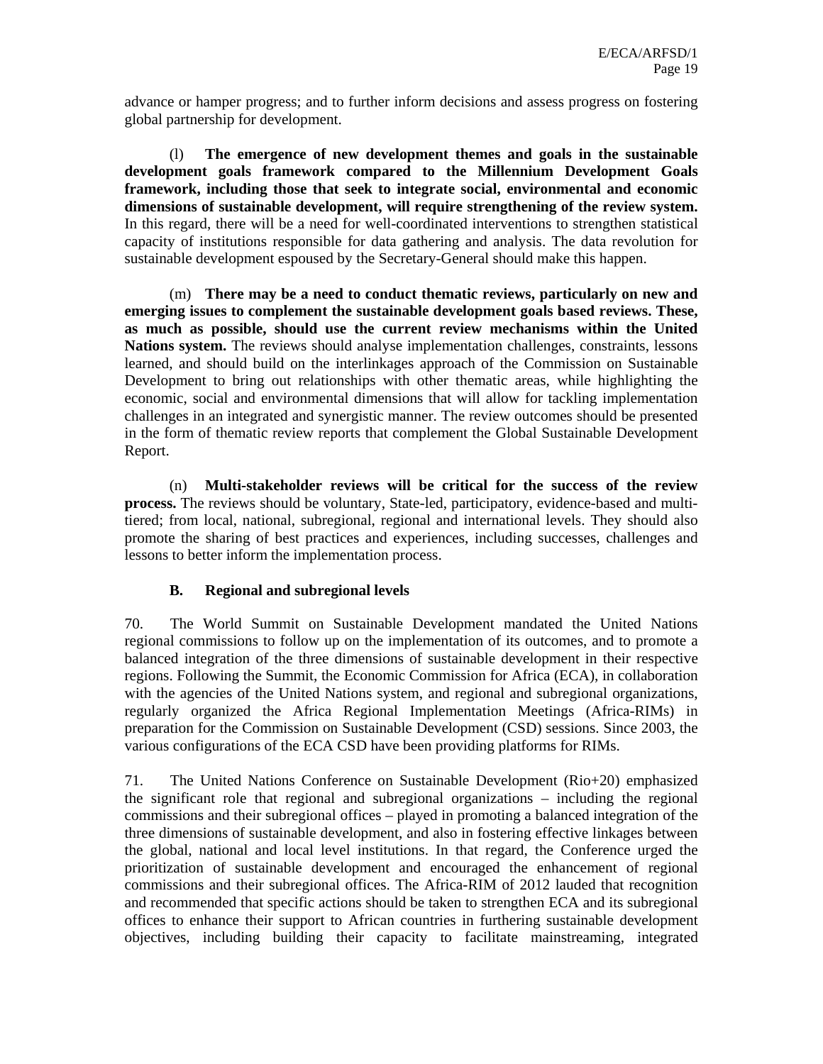advance or hamper progress; and to further inform decisions and assess progress on fostering global partnership for development.

(l) **The emergence of new development themes and goals in the sustainable development goals framework compared to the Millennium Development Goals framework, including those that seek to integrate social, environmental and economic dimensions of sustainable development, will require strengthening of the review system.** In this regard, there will be a need for well-coordinated interventions to strengthen statistical capacity of institutions responsible for data gathering and analysis. The data revolution for sustainable development espoused by the Secretary-General should make this happen.

(m) **There may be a need to conduct thematic reviews, particularly on new and emerging issues to complement the sustainable development goals based reviews. These, as much as possible, should use the current review mechanisms within the United Nations system.** The reviews should analyse implementation challenges, constraints, lessons learned, and should build on the interlinkages approach of the Commission on Sustainable Development to bring out relationships with other thematic areas, while highlighting the economic, social and environmental dimensions that will allow for tackling implementation challenges in an integrated and synergistic manner. The review outcomes should be presented in the form of thematic review reports that complement the Global Sustainable Development Report.

(n) **Multi-stakeholder reviews will be critical for the success of the review process.** The reviews should be voluntary, State-led, participatory, evidence-based and multi-tiered; from local, national, subregional, regional and international levels. They should also promote the sharing of best practices and experiences, including successes, challenges and lessons to better inform the implementation process.

## B. Regional and subregional levels

70. The World Summit on Sustainable Development mandated the United Nations regional commissions to follow up on the implementation of its outcomes, and to promote a balanced integration of the three dimensions of sustainable development in their respective regions. Following the Summit, the Economic Commission for Africa (ECA), in collaboration with the agencies of the United Nations system, and regional and subregional organizations, regularly organized the Africa Regional Implementation Meetings (Africa-RIMs) in preparation for the Commission on Sustainable Development (CSD) sessions. Since 2003, the various configurations of the ECA CSD have been providing platforms for RIMs.

71. The United Nations Conference on Sustainable Development (Rio+20) emphasized the significant role that regional and subregional organizations – including the regional commissions and their subregional offices – played in promoting a balanced integration of the three dimensions of sustainable development, and also in fostering effective linkages between the global, national and local level institutions. In that regard, the Conference urged the prioritization of sustainable development and encouraged the enhancement of regional commissions and their subregional offices. The Africa-RIM of 2012 lauded that recognition and recommended that specific actions should be taken to strengthen ECA and its subregional offices to enhance their support to African countries in furthering sustainable development objectives, including building their capacity to facilitate mainstreaming, integrated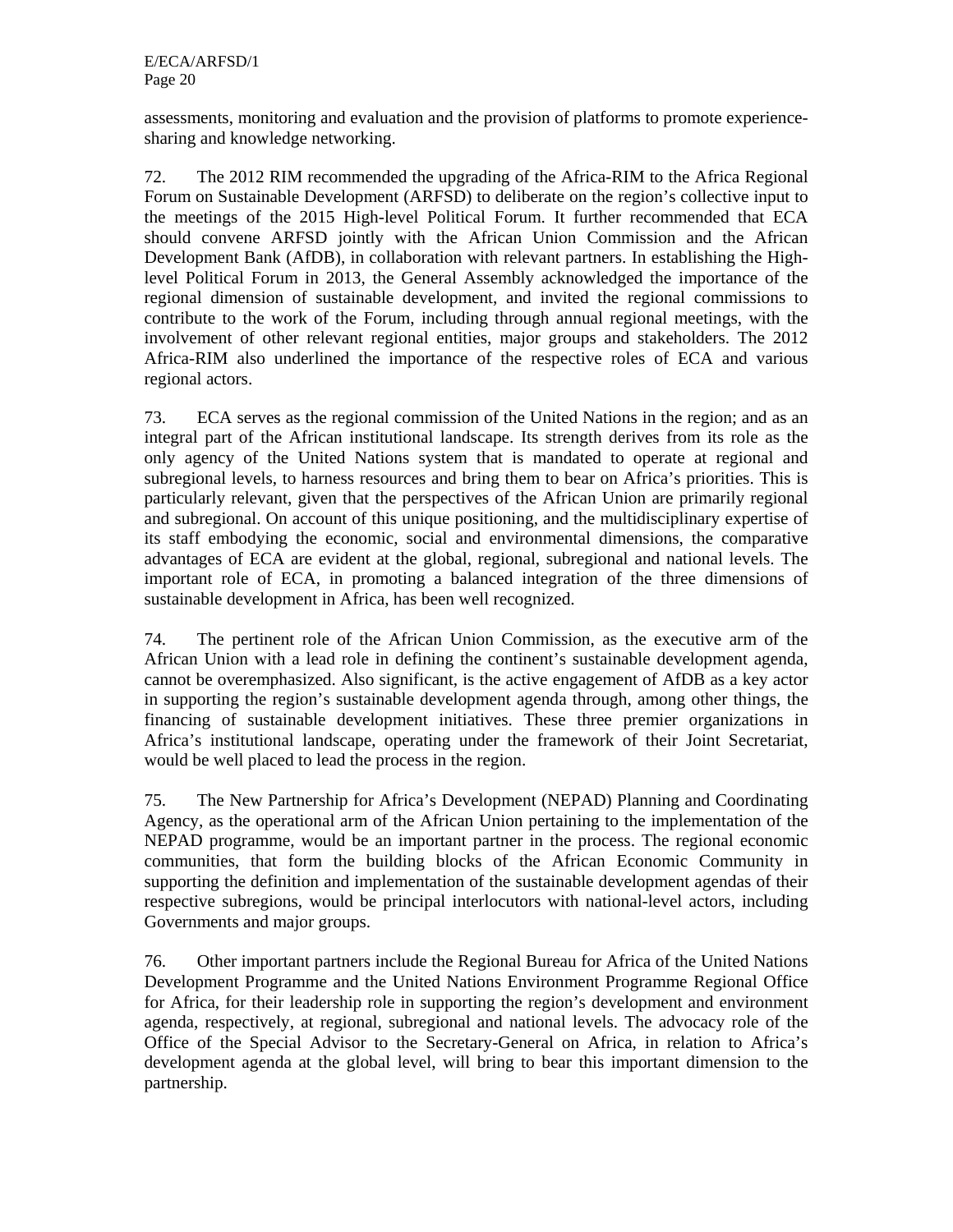assessments, monitoring and evaluation and the provision of platforms to promote experience-sharing and knowledge networking.

72. The 2012 RIM recommended the upgrading of the Africa-RIM to the Africa Regional Forum on Sustainable Development (ARFSD) to deliberate on the region's collective input to the meetings of the 2015 High-level Political Forum. It further recommended that ECA should convene ARFSD jointly with the African Union Commission and the African Development Bank (AfDB), in collaboration with relevant partners. In establishing the High-level Political Forum in 2013, the General Assembly acknowledged the importance of the regional dimension of sustainable development, and invited the regional commissions to contribute to the work of the Forum, including through annual regional meetings, with the involvement of other relevant regional entities, major groups and stakeholders. The 2012 Africa-RIM also underlined the importance of the respective roles of ECA and various regional actors.

73. ECA serves as the regional commission of the United Nations in the region; and as an integral part of the African institutional landscape. Its strength derives from its role as the only agency of the United Nations system that is mandated to operate at regional and subregional levels, to harness resources and bring them to bear on Africa's priorities. This is particularly relevant, given that the perspectives of the African Union are primarily regional and subregional. On account of this unique positioning, and the multidisciplinary expertise of its staff embodying the economic, social and environmental dimensions, the comparative advantages of ECA are evident at the global, regional, subregional and national levels. The important role of ECA, in promoting a balanced integration of the three dimensions of sustainable development in Africa, has been well recognized.

74. The pertinent role of the African Union Commission, as the executive arm of the African Union with a lead role in defining the continent's sustainable development agenda, cannot be overemphasized. Also significant, is the active engagement of AfDB as a key actor in supporting the region's sustainable development agenda through, among other things, the financing of sustainable development initiatives. These three premier organizations in Africa's institutional landscape, operating under the framework of their Joint Secretariat, would be well placed to lead the process in the region.

75. The New Partnership for Africa's Development (NEPAD) Planning and Coordinating Agency, as the operational arm of the African Union pertaining to the implementation of the NEPAD programme, would be an important partner in the process. The regional economic communities, that form the building blocks of the African Economic Community in supporting the definition and implementation of the sustainable development agendas of their respective subregions, would be principal interlocutors with national-level actors, including Governments and major groups.

76. Other important partners include the Regional Bureau for Africa of the United Nations Development Programme and the United Nations Environment Programme Regional Office for Africa, for their leadership role in supporting the region's development and environment agenda, respectively, at regional, subregional and national levels. The advocacy role of the Office of the Special Advisor to the Secretary-General on Africa, in relation to Africa's development agenda at the global level, will bring to bear this important dimension to the partnership.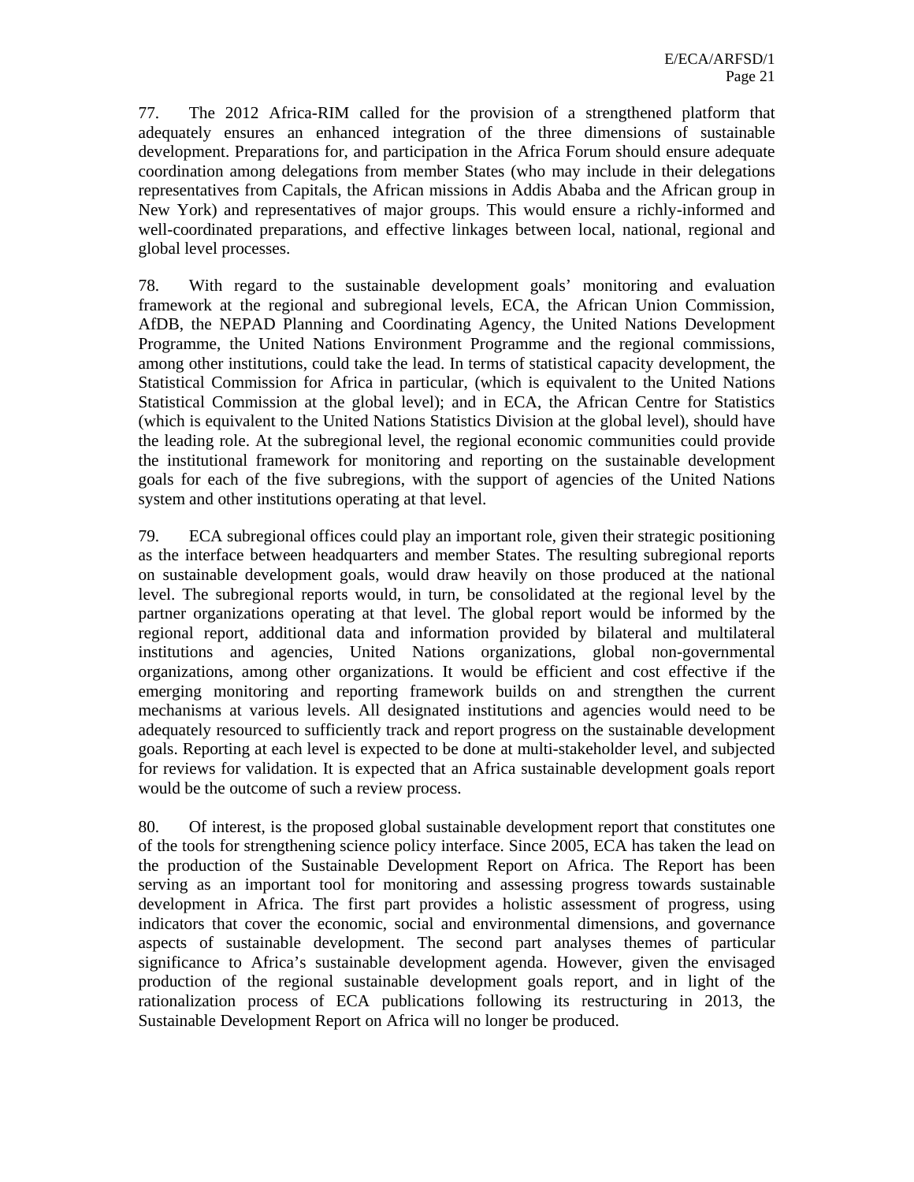77. The 2012 Africa-RIM called for the provision of a strengthened platform that adequately ensures an enhanced integration of the three dimensions of sustainable development. Preparations for, and participation in the Africa Forum should ensure adequate coordination among delegations from member States (who may include in their delegations representatives from Capitals, the African missions in Addis Ababa and the African group in New York) and representatives of major groups. This would ensure a richly-informed and well-coordinated preparations, and effective linkages between local, national, regional and global level processes.

78. With regard to the sustainable development goals' monitoring and evaluation framework at the regional and subregional levels, ECA, the African Union Commission, AfDB, the NEPAD Planning and Coordinating Agency, the United Nations Development Programme, the United Nations Environment Programme and the regional commissions, among other institutions, could take the lead. In terms of statistical capacity development, the Statistical Commission for Africa in particular, (which is equivalent to the United Nations Statistical Commission at the global level); and in ECA, the African Centre for Statistics (which is equivalent to the United Nations Statistics Division at the global level), should have the leading role. At the subregional level, the regional economic communities could provide the institutional framework for monitoring and reporting on the sustainable development goals for each of the five subregions, with the support of agencies of the United Nations system and other institutions operating at that level.

79. ECA subregional offices could play an important role, given their strategic positioning as the interface between headquarters and member States. The resulting subregional reports on sustainable development goals, would draw heavily on those produced at the national level. The subregional reports would, in turn, be consolidated at the regional level by the partner organizations operating at that level. The global report would be informed by the regional report, additional data and information provided by bilateral and multilateral institutions and agencies, United Nations organizations, global non-governmental organizations, among other organizations. It would be efficient and cost effective if the emerging monitoring and reporting framework builds on and strengthen the current mechanisms at various levels. All designated institutions and agencies would need to be adequately resourced to sufficiently track and report progress on the sustainable development goals. Reporting at each level is expected to be done at multi-stakeholder level, and subjected for reviews for validation. It is expected that an Africa sustainable development goals report would be the outcome of such a review process.

80. Of interest, is the proposed global sustainable development report that constitutes one of the tools for strengthening science policy interface. Since 2005, ECA has taken the lead on the production of the Sustainable Development Report on Africa. The Report has been serving as an important tool for monitoring and assessing progress towards sustainable development in Africa. The first part provides a holistic assessment of progress, using indicators that cover the economic, social and environmental dimensions, and governance aspects of sustainable development. The second part analyses themes of particular significance to Africa's sustainable development agenda. However, given the envisaged production of the regional sustainable development goals report, and in light of the rationalization process of ECA publications following its restructuring in 2013, the Sustainable Development Report on Africa will no longer be produced.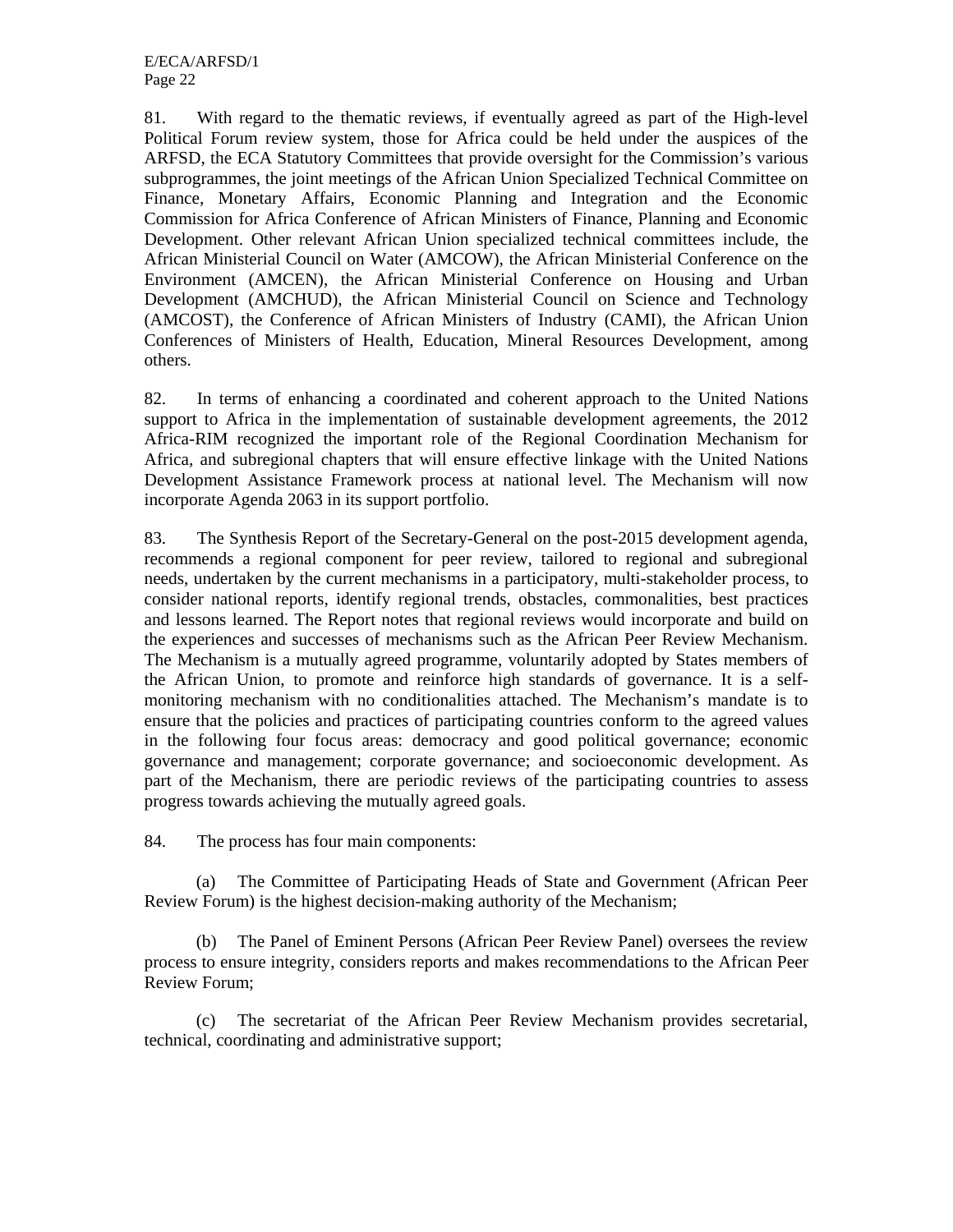81. With regard to the thematic reviews, if eventually agreed as part of the High-level Political Forum review system, those for Africa could be held under the auspices of the ARFSD, the ECA Statutory Committees that provide oversight for the Commission's various subprogrammes, the joint meetings of the African Union Specialized Technical Committee on Finance, Monetary Affairs, Economic Planning and Integration and the Economic Commission for Africa Conference of African Ministers of Finance, Planning and Economic Development. Other relevant African Union specialized technical committees include, the African Ministerial Council on Water (AMCOW), the African Ministerial Conference on the Environment (AMCEN), the African Ministerial Conference on Housing and Urban Development (AMCHUD), the African Ministerial Council on Science and Technology (AMCOST), the Conference of African Ministers of Industry (CAMI), the African Union Conferences of Ministers of Health, Education, Mineral Resources Development, among others.

82. In terms of enhancing a coordinated and coherent approach to the United Nations support to Africa in the implementation of sustainable development agreements, the 2012 Africa-RIM recognized the important role of the Regional Coordination Mechanism for Africa, and subregional chapters that will ensure effective linkage with the United Nations Development Assistance Framework process at national level. The Mechanism will now incorporate Agenda 2063 in its support portfolio.

83. The Synthesis Report of the Secretary-General on the post-2015 development agenda, recommends a regional component for peer review, tailored to regional and subregional needs, undertaken by the current mechanisms in a participatory, multi-stakeholder process, to consider national reports, identify regional trends, obstacles, commonalities, best practices and lessons learned. The Report notes that regional reviews would incorporate and build on the experiences and successes of mechanisms such as the African Peer Review Mechanism. The Mechanism is a mutually agreed programme, voluntarily adopted by States members of the African Union, to promote and reinforce high standards of governance. It is a self-monitoring mechanism with no conditionalities attached. The Mechanism's mandate is to ensure that the policies and practices of participating countries conform to the agreed values in the following four focus areas: democracy and good political governance; economic governance and management; corporate governance; and socioeconomic development. As part of the Mechanism, there are periodic reviews of the participating countries to assess progress towards achieving the mutually agreed goals.

84. The process has four main components:

(a) The Committee of Participating Heads of State and Government (African Peer Review Forum) is the highest decision-making authority of the Mechanism;

(b) The Panel of Eminent Persons (African Peer Review Panel) oversees the review process to ensure integrity, considers reports and makes recommendations to the African Peer Review Forum;

(c) The secretariat of the African Peer Review Mechanism provides secretarial, technical, coordinating and administrative support;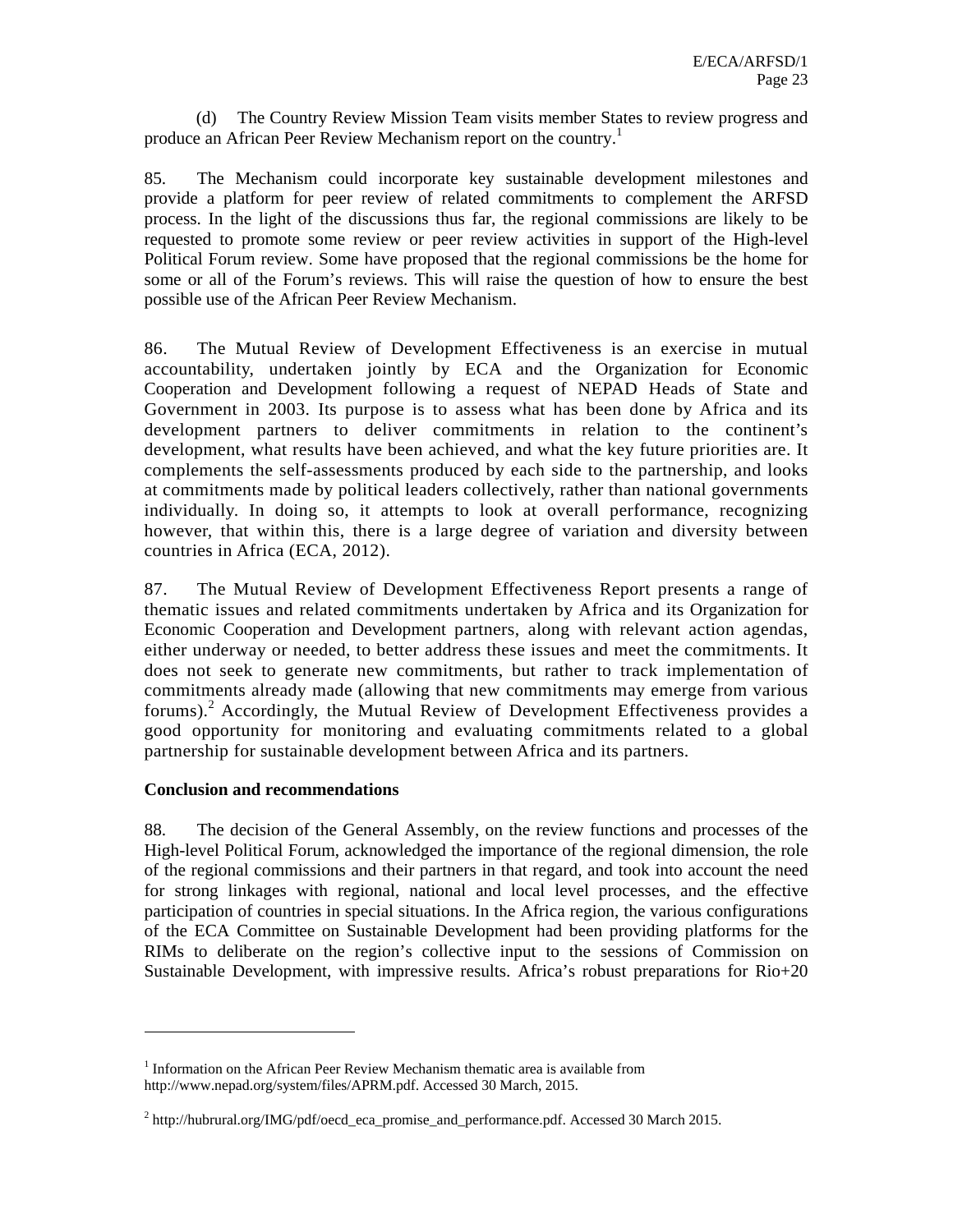(d) The Country Review Mission Team visits member States to review progress and produce an African Peer Review Mechanism report on the country.[1]

85. The Mechanism could incorporate key sustainable development milestones and provide a platform for peer review of related commitments to complement the ARFSD process. In the light of the discussions thus far, the regional commissions are likely to be requested to promote some review or peer review activities in support of the High-level Political Forum review. Some have proposed that the regional commissions be the home for some or all of the Forum's reviews. This will raise the question of how to ensure the best possible use of the African Peer Review Mechanism.

86. The Mutual Review of Development Effectiveness is an exercise in mutual accountability, undertaken jointly by ECA and the Organization for Economic Cooperation and Development following a request of NEPAD Heads of State and Government in 2003. Its purpose is to assess what has been done by Africa and its development partners to deliver commitments in relation to the continent's development, what results have been achieved, and what the key future priorities are. It complements the self-assessments produced by each side to the partnership, and looks at commitments made by political leaders collectively, rather than national governments individually. In doing so, it attempts to look at overall performance, recognizing however, that within this, there is a large degree of variation and diversity between countries in Africa (ECA, 2012).

87. The Mutual Review of Development Effectiveness Report presents a range of thematic issues and related commitments undertaken by Africa and its Organization for Economic Cooperation and Development partners, along with relevant action agendas, either underway or needed, to better address these issues and meet the commitments. It does not seek to generate new commitments, but rather to track implementation of commitments already made (allowing that new commitments may emerge from various forums).[2] Accordingly, the Mutual Review of Development Effectiveness provides a good opportunity for monitoring and evaluating commitments related to a global partnership for sustainable development between Africa and its partners.

**Conclusion and recommendations**

88. The decision of the General Assembly, on the review functions and processes of the High-level Political Forum, acknowledged the importance of the regional dimension, the role of the regional commissions and their partners in that regard, and took into account the need for strong linkages with regional, national and local level processes, and the effective participation of countries in special situations. In the Africa region, the various configurations of the ECA Committee on Sustainable Development had been providing platforms for the RIMs to deliberate on the region's collective input to the sessions of Commission on Sustainable Development, with impressive results. Africa's robust preparations for Rio+20

---

[1] Information on the African Peer Review Mechanism thematic area is available from http://www.nepad.org/system/files/APRM.pdf. Accessed 30 March, 2015.

[2] http://hubrural.org/IMG/pdf/oecd_eca_promise_and_performance.pdf. Accessed 30 March 2015.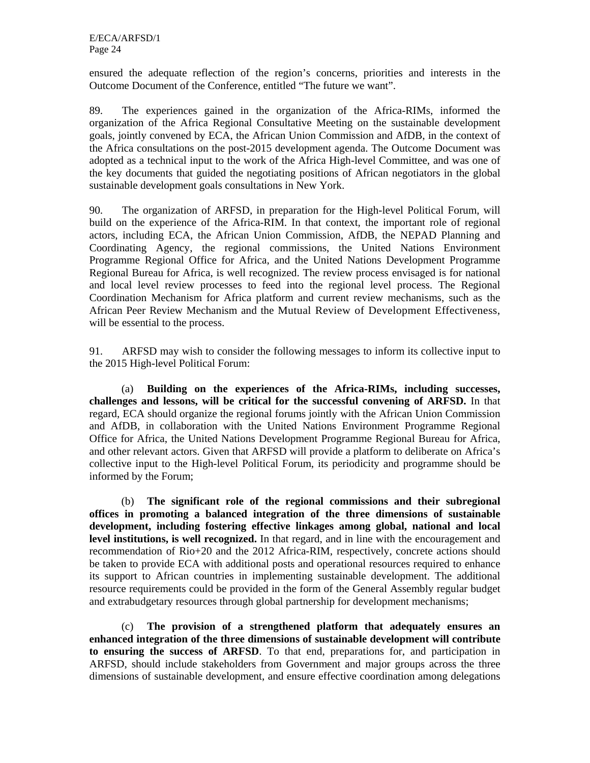ensured the adequate reflection of the region's concerns, priorities and interests in the Outcome Document of the Conference, entitled "The future we want".

89. The experiences gained in the organization of the Africa-RIMs, informed the organization of the Africa Regional Consultative Meeting on the sustainable development goals, jointly convened by ECA, the African Union Commission and AfDB, in the context of the Africa consultations on the post-2015 development agenda. The Outcome Document was adopted as a technical input to the work of the Africa High-level Committee, and was one of the key documents that guided the negotiating positions of African negotiators in the global sustainable development goals consultations in New York.

90. The organization of ARFSD, in preparation for the High-level Political Forum, will build on the experience of the Africa-RIM. In that context, the important role of regional actors, including ECA, the African Union Commission, AfDB, the NEPAD Planning and Coordinating Agency, the regional commissions, the United Nations Environment Programme Regional Office for Africa, and the United Nations Development Programme Regional Bureau for Africa, is well recognized. The review process envisaged is for national and local level review processes to feed into the regional level process. The Regional Coordination Mechanism for Africa platform and current review mechanisms, such as the African Peer Review Mechanism and the Mutual Review of Development Effectiveness, will be essential to the process.

91. ARFSD may wish to consider the following messages to inform its collective input to the 2015 High-level Political Forum:

(a) **Building on the experiences of the Africa-RIMs, including successes, challenges and lessons, will be critical for the successful convening of ARFSD.** In that regard, ECA should organize the regional forums jointly with the African Union Commission and AfDB, in collaboration with the United Nations Environment Programme Regional Office for Africa, the United Nations Development Programme Regional Bureau for Africa, and other relevant actors. Given that ARFSD will provide a platform to deliberate on Africa's collective input to the High-level Political Forum, its periodicity and programme should be informed by the Forum;

(b) **The significant role of the regional commissions and their subregional offices in promoting a balanced integration of the three dimensions of sustainable development, including fostering effective linkages among global, national and local level institutions, is well recognized.** In that regard, and in line with the encouragement and recommendation of Rio+20 and the 2012 Africa-RIM, respectively, concrete actions should be taken to provide ECA with additional posts and operational resources required to enhance its support to African countries in implementing sustainable development. The additional resource requirements could be provided in the form of the General Assembly regular budget and extrabudgetary resources through global partnership for development mechanisms;

(c) **The provision of a strengthened platform that adequately ensures an enhanced integration of the three dimensions of sustainable development will contribute to ensuring the success of ARFSD**. To that end, preparations for, and participation in ARFSD, should include stakeholders from Government and major groups across the three dimensions of sustainable development, and ensure effective coordination among delegations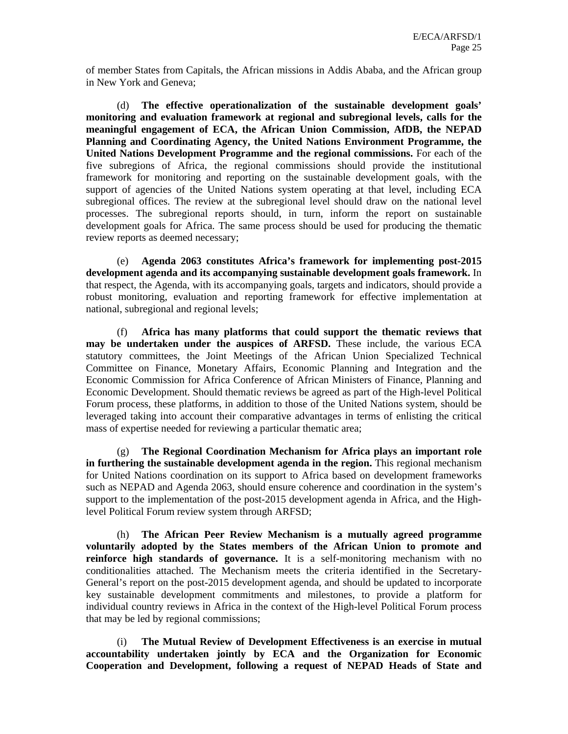of member States from Capitals, the African missions in Addis Ababa, and the African group in New York and Geneva;

(d) **The effective operationalization of the sustainable development goals' monitoring and evaluation framework at regional and subregional levels, calls for the meaningful engagement of ECA, the African Union Commission, AfDB, the NEPAD Planning and Coordinating Agency, the United Nations Environment Programme, the United Nations Development Programme and the regional commissions.** For each of the five subregions of Africa, the regional commissions should provide the institutional framework for monitoring and reporting on the sustainable development goals, with the support of agencies of the United Nations system operating at that level, including ECA subregional offices. The review at the subregional level should draw on the national level processes. The subregional reports should, in turn, inform the report on sustainable development goals for Africa. The same process should be used for producing the thematic review reports as deemed necessary;

(e) **Agenda 2063 constitutes Africa's framework for implementing post-2015 development agenda and its accompanying sustainable development goals framework.** In that respect, the Agenda, with its accompanying goals, targets and indicators, should provide a robust monitoring, evaluation and reporting framework for effective implementation at national, subregional and regional levels;

(f) **Africa has many platforms that could support the thematic reviews that may be undertaken under the auspices of ARFSD.** These include, the various ECA statutory committees, the Joint Meetings of the African Union Specialized Technical Committee on Finance, Monetary Affairs, Economic Planning and Integration and the Economic Commission for Africa Conference of African Ministers of Finance, Planning and Economic Development. Should thematic reviews be agreed as part of the High-level Political Forum process, these platforms, in addition to those of the United Nations system, should be leveraged taking into account their comparative advantages in terms of enlisting the critical mass of expertise needed for reviewing a particular thematic area;

(g) **The Regional Coordination Mechanism for Africa plays an important role in furthering the sustainable development agenda in the region.** This regional mechanism for United Nations coordination on its support to Africa based on development frameworks such as NEPAD and Agenda 2063, should ensure coherence and coordination in the system's support to the implementation of the post-2015 development agenda in Africa, and the High-level Political Forum review system through ARFSD;

(h) **The African Peer Review Mechanism is a mutually agreed programme voluntarily adopted by the States members of the African Union to promote and reinforce high standards of governance.** It is a self-monitoring mechanism with no conditionalities attached. The Mechanism meets the criteria identified in the Secretary-General's report on the post-2015 development agenda, and should be updated to incorporate key sustainable development commitments and milestones, to provide a platform for individual country reviews in Africa in the context of the High-level Political Forum process that may be led by regional commissions;

(i) **The Mutual Review of Development Effectiveness is an exercise in mutual accountability undertaken jointly by ECA and the Organization for Economic Cooperation and Development, following a request of NEPAD Heads of State and**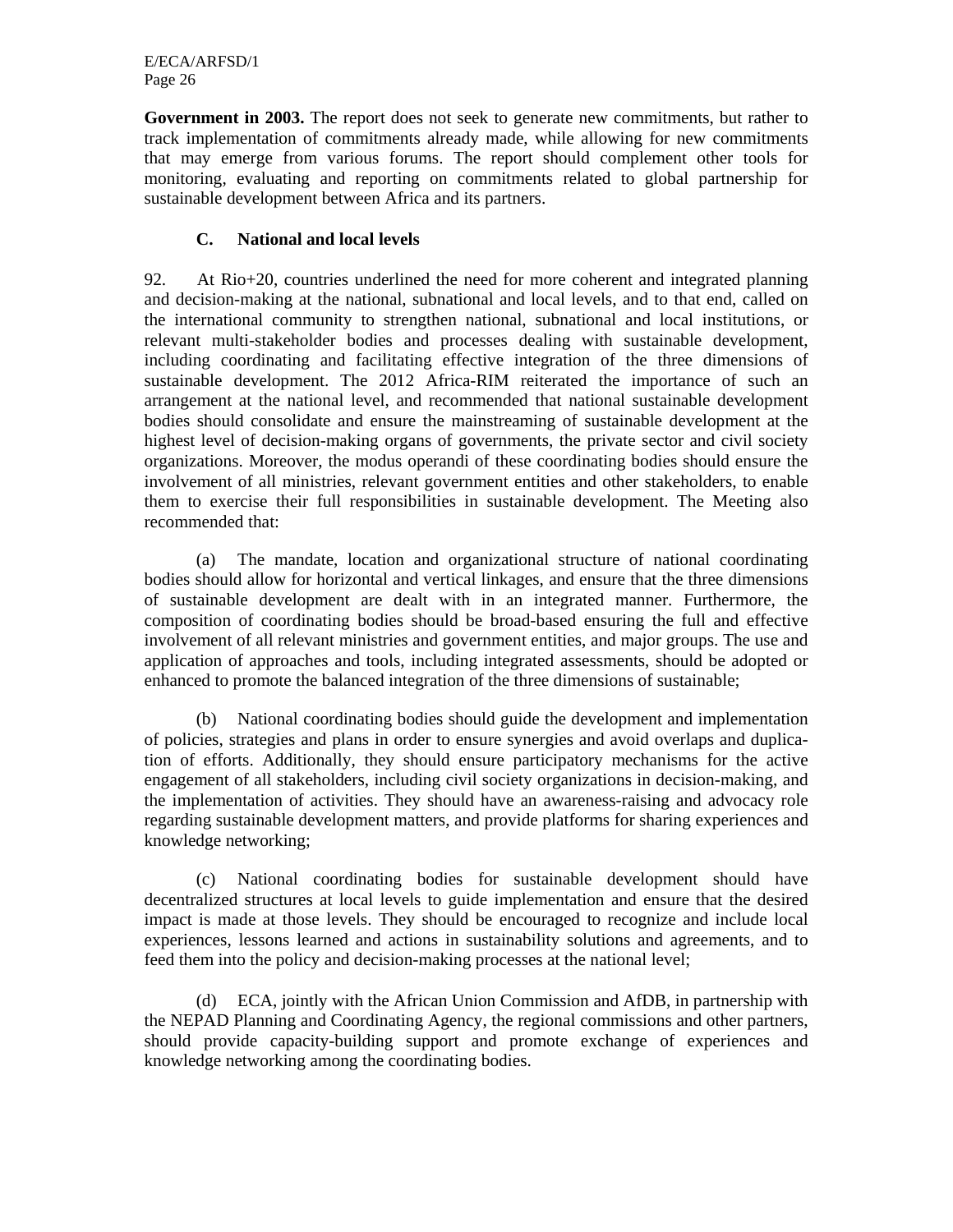**Government in 2003.** The report does not seek to generate new commitments, but rather to track implementation of commitments already made, while allowing for new commitments that may emerge from various forums. The report should complement other tools for monitoring, evaluating and reporting on commitments related to global partnership for sustainable development between Africa and its partners.

### C. National and local levels

92. At Rio+20, countries underlined the need for more coherent and integrated planning and decision-making at the national, subnational and local levels, and to that end, called on the international community to strengthen national, subnational and local institutions, or relevant multi-stakeholder bodies and processes dealing with sustainable development, including coordinating and facilitating effective integration of the three dimensions of sustainable development. The 2012 Africa-RIM reiterated the importance of such an arrangement at the national level, and recommended that national sustainable development bodies should consolidate and ensure the mainstreaming of sustainable development at the highest level of decision-making organs of governments, the private sector and civil society organizations. Moreover, the modus operandi of these coordinating bodies should ensure the involvement of all ministries, relevant government entities and other stakeholders, to enable them to exercise their full responsibilities in sustainable development. The Meeting also recommended that:

(a) The mandate, location and organizational structure of national coordinating bodies should allow for horizontal and vertical linkages, and ensure that the three dimensions of sustainable development are dealt with in an integrated manner. Furthermore, the composition of coordinating bodies should be broad-based ensuring the full and effective involvement of all relevant ministries and government entities, and major groups. The use and application of approaches and tools, including integrated assessments, should be adopted or enhanced to promote the balanced integration of the three dimensions of sustainable;

(b) National coordinating bodies should guide the development and implementation of policies, strategies and plans in order to ensure synergies and avoid overlaps and duplication of efforts. Additionally, they should ensure participatory mechanisms for the active engagement of all stakeholders, including civil society organizations in decision-making, and the implementation of activities. They should have an awareness-raising and advocacy role regarding sustainable development matters, and provide platforms for sharing experiences and knowledge networking;

(c) National coordinating bodies for sustainable development should have decentralized structures at local levels to guide implementation and ensure that the desired impact is made at those levels. They should be encouraged to recognize and include local experiences, lessons learned and actions in sustainability solutions and agreements, and to feed them into the policy and decision-making processes at the national level;

(d) ECA, jointly with the African Union Commission and AfDB, in partnership with the NEPAD Planning and Coordinating Agency, the regional commissions and other partners, should provide capacity-building support and promote exchange of experiences and knowledge networking among the coordinating bodies.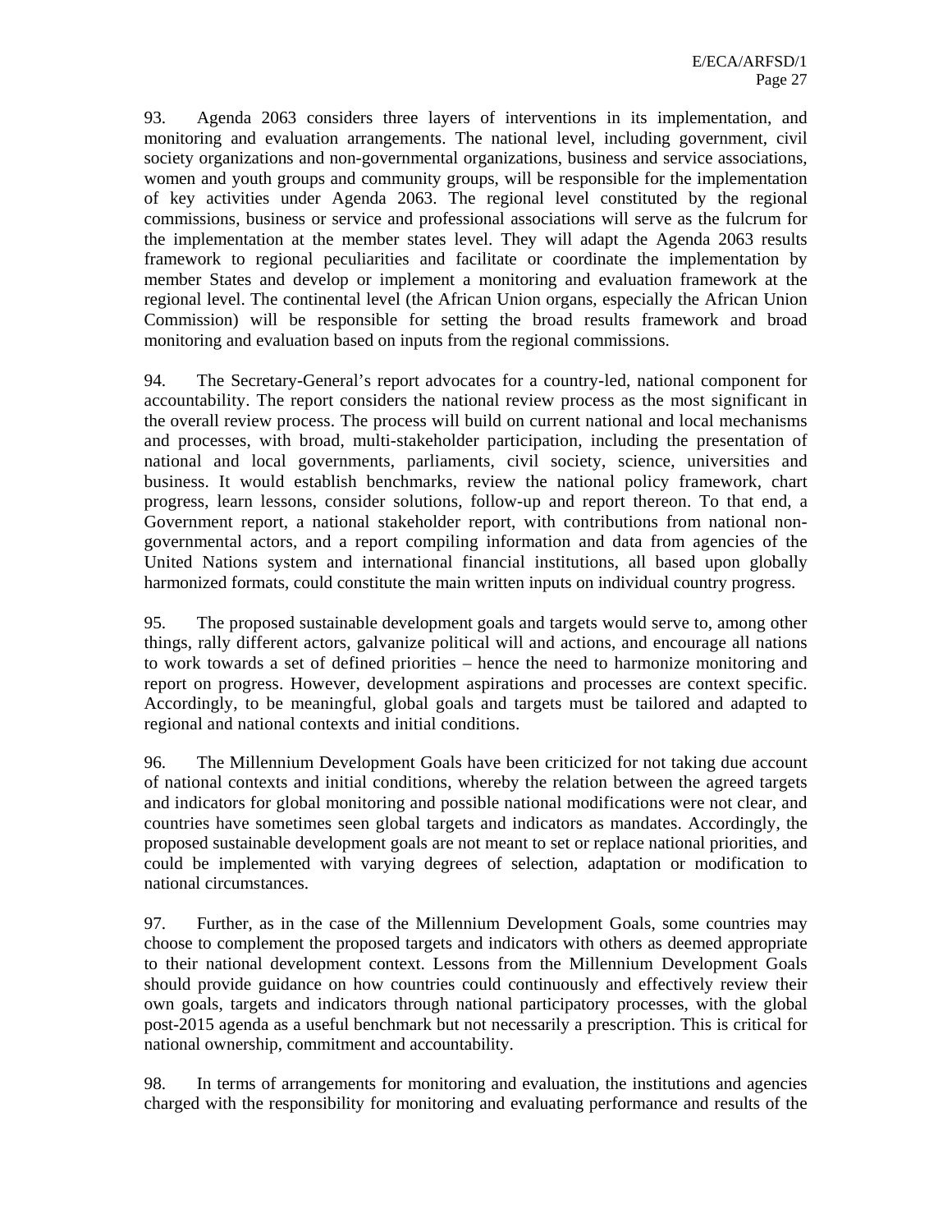93. Agenda 2063 considers three layers of interventions in its implementation, and monitoring and evaluation arrangements. The national level, including government, civil society organizations and non-governmental organizations, business and service associations, women and youth groups and community groups, will be responsible for the implementation of key activities under Agenda 2063. The regional level constituted by the regional commissions, business or service and professional associations will serve as the fulcrum for the implementation at the member states level. They will adapt the Agenda 2063 results framework to regional peculiarities and facilitate or coordinate the implementation by member States and develop or implement a monitoring and evaluation framework at the regional level. The continental level (the African Union organs, especially the African Union Commission) will be responsible for setting the broad results framework and broad monitoring and evaluation based on inputs from the regional commissions.

94. The Secretary-General's report advocates for a country-led, national component for accountability. The report considers the national review process as the most significant in the overall review process. The process will build on current national and local mechanisms and processes, with broad, multi-stakeholder participation, including the presentation of national and local governments, parliaments, civil society, science, universities and business. It would establish benchmarks, review the national policy framework, chart progress, learn lessons, consider solutions, follow-up and report thereon. To that end, a Government report, a national stakeholder report, with contributions from national non-governmental actors, and a report compiling information and data from agencies of the United Nations system and international financial institutions, all based upon globally harmonized formats, could constitute the main written inputs on individual country progress.

95. The proposed sustainable development goals and targets would serve to, among other things, rally different actors, galvanize political will and actions, and encourage all nations to work towards a set of defined priorities – hence the need to harmonize monitoring and report on progress. However, development aspirations and processes are context specific. Accordingly, to be meaningful, global goals and targets must be tailored and adapted to regional and national contexts and initial conditions.

96. The Millennium Development Goals have been criticized for not taking due account of national contexts and initial conditions, whereby the relation between the agreed targets and indicators for global monitoring and possible national modifications were not clear, and countries have sometimes seen global targets and indicators as mandates. Accordingly, the proposed sustainable development goals are not meant to set or replace national priorities, and could be implemented with varying degrees of selection, adaptation or modification to national circumstances.

97. Further, as in the case of the Millennium Development Goals, some countries may choose to complement the proposed targets and indicators with others as deemed appropriate to their national development context. Lessons from the Millennium Development Goals should provide guidance on how countries could continuously and effectively review their own goals, targets and indicators through national participatory processes, with the global post-2015 agenda as a useful benchmark but not necessarily a prescription. This is critical for national ownership, commitment and accountability.

98. In terms of arrangements for monitoring and evaluation, the institutions and agencies charged with the responsibility for monitoring and evaluating performance and results of the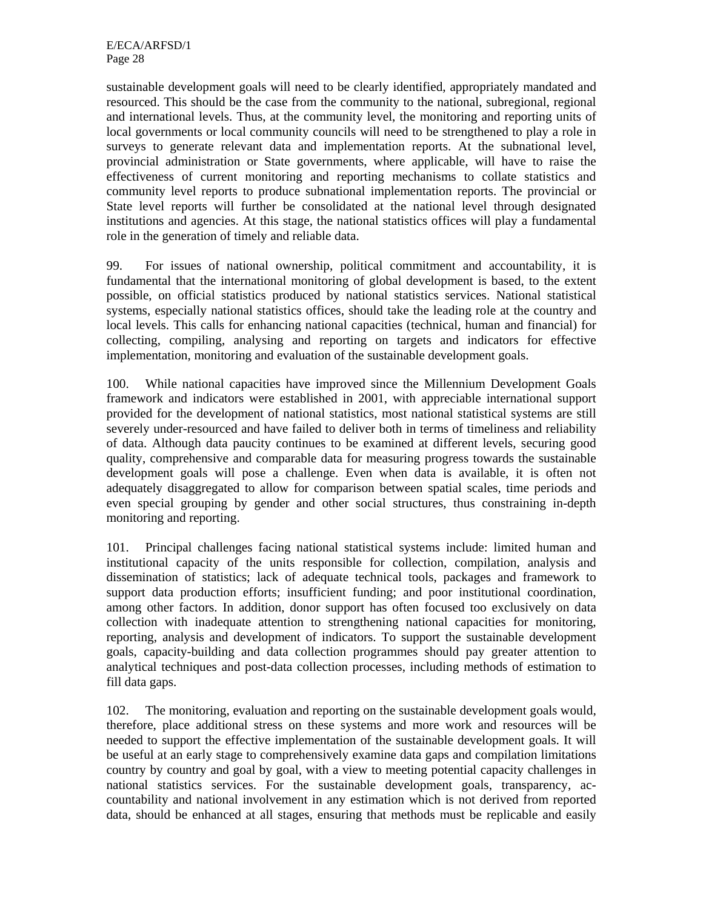sustainable development goals will need to be clearly identified, appropriately mandated and resourced. This should be the case from the community to the national, subregional, regional and international levels. Thus, at the community level, the monitoring and reporting units of local governments or local community councils will need to be strengthened to play a role in surveys to generate relevant data and implementation reports. At the subnational level, provincial administration or State governments, where applicable, will have to raise the effectiveness of current monitoring and reporting mechanisms to collate statistics and community level reports to produce subnational implementation reports. The provincial or State level reports will further be consolidated at the national level through designated institutions and agencies. At this stage, the national statistics offices will play a fundamental role in the generation of timely and reliable data.

99. For issues of national ownership, political commitment and accountability, it is fundamental that the international monitoring of global development is based, to the extent possible, on official statistics produced by national statistics services. National statistical systems, especially national statistics offices, should take the leading role at the country and local levels. This calls for enhancing national capacities (technical, human and financial) for collecting, compiling, analysing and reporting on targets and indicators for effective implementation, monitoring and evaluation of the sustainable development goals.

100. While national capacities have improved since the Millennium Development Goals framework and indicators were established in 2001, with appreciable international support provided for the development of national statistics, most national statistical systems are still severely under-resourced and have failed to deliver both in terms of timeliness and reliability of data. Although data paucity continues to be examined at different levels, securing good quality, comprehensive and comparable data for measuring progress towards the sustainable development goals will pose a challenge. Even when data is available, it is often not adequately disaggregated to allow for comparison between spatial scales, time periods and even special grouping by gender and other social structures, thus constraining in-depth monitoring and reporting.

101. Principal challenges facing national statistical systems include: limited human and institutional capacity of the units responsible for collection, compilation, analysis and dissemination of statistics; lack of adequate technical tools, packages and framework to support data production efforts; insufficient funding; and poor institutional coordination, among other factors. In addition, donor support has often focused too exclusively on data collection with inadequate attention to strengthening national capacities for monitoring, reporting, analysis and development of indicators. To support the sustainable development goals, capacity-building and data collection programmes should pay greater attention to analytical techniques and post-data collection processes, including methods of estimation to fill data gaps.

102. The monitoring, evaluation and reporting on the sustainable development goals would, therefore, place additional stress on these systems and more work and resources will be needed to support the effective implementation of the sustainable development goals. It will be useful at an early stage to comprehensively examine data gaps and compilation limitations country by country and goal by goal, with a view to meeting potential capacity challenges in national statistics services. For the sustainable development goals, transparency, accountability and national involvement in any estimation which is not derived from reported data, should be enhanced at all stages, ensuring that methods must be replicable and easily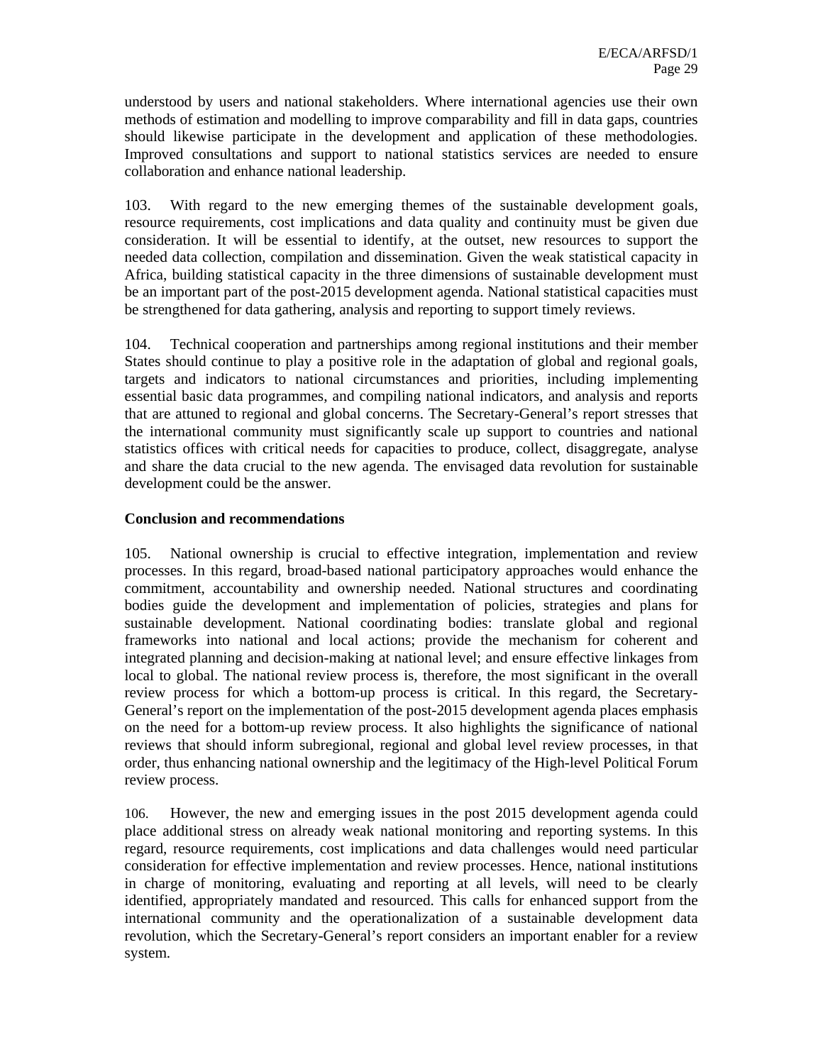understood by users and national stakeholders. Where international agencies use their own methods of estimation and modelling to improve comparability and fill in data gaps, countries should likewise participate in the development and application of these methodologies. Improved consultations and support to national statistics services are needed to ensure collaboration and enhance national leadership.

103. With regard to the new emerging themes of the sustainable development goals, resource requirements, cost implications and data quality and continuity must be given due consideration. It will be essential to identify, at the outset, new resources to support the needed data collection, compilation and dissemination. Given the weak statistical capacity in Africa, building statistical capacity in the three dimensions of sustainable development must be an important part of the post-2015 development agenda. National statistical capacities must be strengthened for data gathering, analysis and reporting to support timely reviews.

104. Technical cooperation and partnerships among regional institutions and their member States should continue to play a positive role in the adaptation of global and regional goals, targets and indicators to national circumstances and priorities, including implementing essential basic data programmes, and compiling national indicators, and analysis and reports that are attuned to regional and global concerns. The Secretary-General's report stresses that the international community must significantly scale up support to countries and national statistics offices with critical needs for capacities to produce, collect, disaggregate, analyse and share the data crucial to the new agenda. The envisaged data revolution for sustainable development could be the answer.

**Conclusion and recommendations**

105. National ownership is crucial to effective integration, implementation and review processes. In this regard, broad-based national participatory approaches would enhance the commitment, accountability and ownership needed. National structures and coordinating bodies guide the development and implementation of policies, strategies and plans for sustainable development. National coordinating bodies: translate global and regional frameworks into national and local actions; provide the mechanism for coherent and integrated planning and decision-making at national level; and ensure effective linkages from local to global. The national review process is, therefore, the most significant in the overall review process for which a bottom-up process is critical. In this regard, the Secretary-General's report on the implementation of the post-2015 development agenda places emphasis on the need for a bottom-up review process. It also highlights the significance of national reviews that should inform subregional, regional and global level review processes, in that order, thus enhancing national ownership and the legitimacy of the High-level Political Forum review process.

106. However, the new and emerging issues in the post 2015 development agenda could place additional stress on already weak national monitoring and reporting systems. In this regard, resource requirements, cost implications and data challenges would need particular consideration for effective implementation and review processes. Hence, national institutions in charge of monitoring, evaluating and reporting at all levels, will need to be clearly identified, appropriately mandated and resourced. This calls for enhanced support from the international community and the operationalization of a sustainable development data revolution, which the Secretary-General's report considers an important enabler for a review system.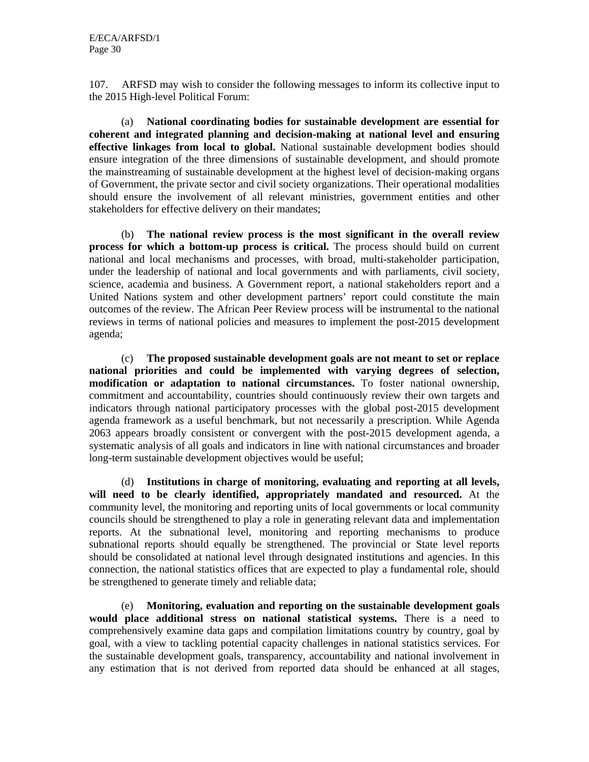107. ARFSD may wish to consider the following messages to inform its collective input to the 2015 High-level Political Forum:

(a) **National coordinating bodies for sustainable development are essential for coherent and integrated planning and decision-making at national level and ensuring effective linkages from local to global.** National sustainable development bodies should ensure integration of the three dimensions of sustainable development, and should promote the mainstreaming of sustainable development at the highest level of decision-making organs of Government, the private sector and civil society organizations. Their operational modalities should ensure the involvement of all relevant ministries, government entities and other stakeholders for effective delivery on their mandates;

(b) **The national review process is the most significant in the overall review process for which a bottom-up process is critical.** The process should build on current national and local mechanisms and processes, with broad, multi-stakeholder participation, under the leadership of national and local governments and with parliaments, civil society, science, academia and business. A Government report, a national stakeholders report and a United Nations system and other development partners' report could constitute the main outcomes of the review. The African Peer Review process will be instrumental to the national reviews in terms of national policies and measures to implement the post-2015 development agenda;

(c) **The proposed sustainable development goals are not meant to set or replace national priorities and could be implemented with varying degrees of selection, modification or adaptation to national circumstances.** To foster national ownership, commitment and accountability, countries should continuously review their own targets and indicators through national participatory processes with the global post-2015 development agenda framework as a useful benchmark, but not necessarily a prescription. While Agenda 2063 appears broadly consistent or convergent with the post-2015 development agenda, a systematic analysis of all goals and indicators in line with national circumstances and broader long-term sustainable development objectives would be useful;

(d) **Institutions in charge of monitoring, evaluating and reporting at all levels, will need to be clearly identified, appropriately mandated and resourced.** At the community level, the monitoring and reporting units of local governments or local community councils should be strengthened to play a role in generating relevant data and implementation reports. At the subnational level, monitoring and reporting mechanisms to produce subnational reports should equally be strengthened. The provincial or State level reports should be consolidated at national level through designated institutions and agencies. In this connection, the national statistics offices that are expected to play a fundamental role, should be strengthened to generate timely and reliable data;

(e) **Monitoring, evaluation and reporting on the sustainable development goals would place additional stress on national statistical systems.** There is a need to comprehensively examine data gaps and compilation limitations country by country, goal by goal, with a view to tackling potential capacity challenges in national statistics services. For the sustainable development goals, transparency, accountability and national involvement in any estimation that is not derived from reported data should be enhanced at all stages,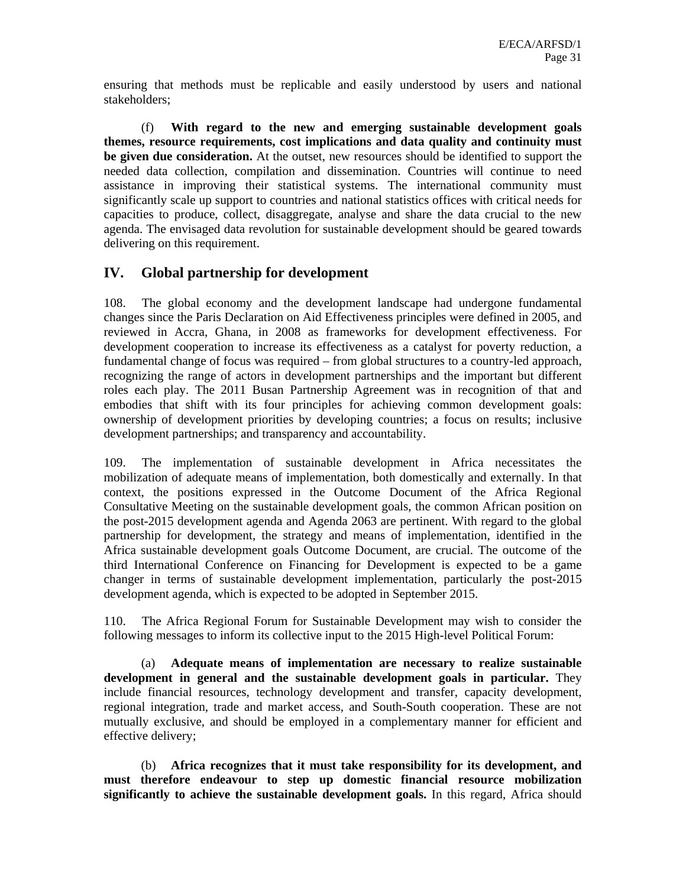ensuring that methods must be replicable and easily understood by users and national stakeholders;

(f) **With regard to the new and emerging sustainable development goals themes, resource requirements, cost implications and data quality and continuity must be given due consideration.** At the outset, new resources should be identified to support the needed data collection, compilation and dissemination. Countries will continue to need assistance in improving their statistical systems. The international community must significantly scale up support to countries and national statistics offices with critical needs for capacities to produce, collect, disaggregate, analyse and share the data crucial to the new agenda. The envisaged data revolution for sustainable development should be geared towards delivering on this requirement.

## IV. Global partnership for development

108. The global economy and the development landscape had undergone fundamental changes since the Paris Declaration on Aid Effectiveness principles were defined in 2005, and reviewed in Accra, Ghana, in 2008 as frameworks for development effectiveness. For development cooperation to increase its effectiveness as a catalyst for poverty reduction, a fundamental change of focus was required – from global structures to a country-led approach, recognizing the range of actors in development partnerships and the important but different roles each play. The 2011 Busan Partnership Agreement was in recognition of that and embodies that shift with its four principles for achieving common development goals: ownership of development priorities by developing countries; a focus on results; inclusive development partnerships; and transparency and accountability.

109. The implementation of sustainable development in Africa necessitates the mobilization of adequate means of implementation, both domestically and externally. In that context, the positions expressed in the Outcome Document of the Africa Regional Consultative Meeting on the sustainable development goals, the common African position on the post-2015 development agenda and Agenda 2063 are pertinent. With regard to the global partnership for development, the strategy and means of implementation, identified in the Africa sustainable development goals Outcome Document, are crucial. The outcome of the third International Conference on Financing for Development is expected to be a game changer in terms of sustainable development implementation, particularly the post-2015 development agenda, which is expected to be adopted in September 2015.

110. The Africa Regional Forum for Sustainable Development may wish to consider the following messages to inform its collective input to the 2015 High-level Political Forum:

(a) **Adequate means of implementation are necessary to realize sustainable development in general and the sustainable development goals in particular.** They include financial resources, technology development and transfer, capacity development, regional integration, trade and market access, and South-South cooperation. These are not mutually exclusive, and should be employed in a complementary manner for efficient and effective delivery;

(b) **Africa recognizes that it must take responsibility for its development, and must therefore endeavour to step up domestic financial resource mobilization significantly to achieve the sustainable development goals.** In this regard, Africa should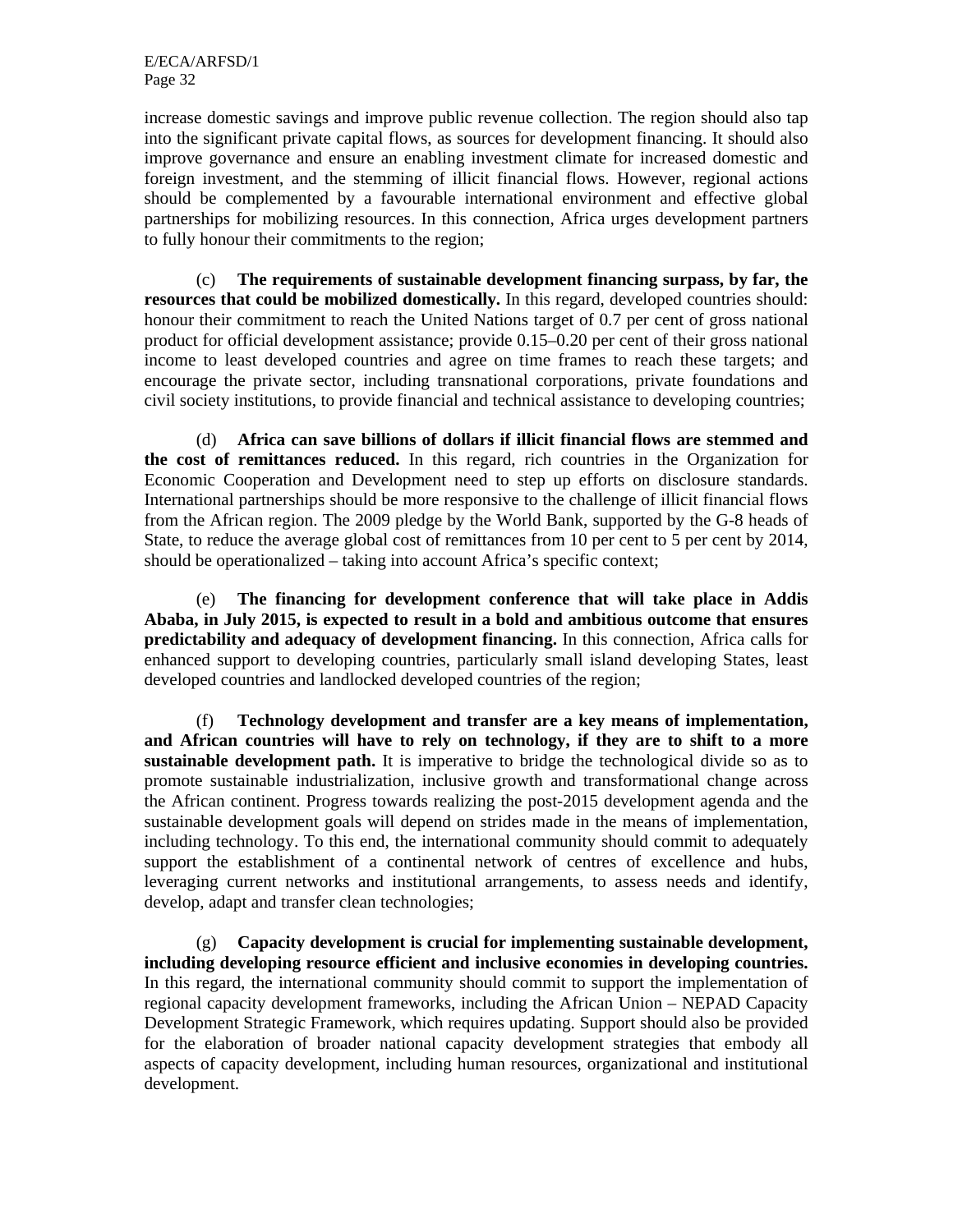increase domestic savings and improve public revenue collection. The region should also tap into the significant private capital flows, as sources for development financing. It should also improve governance and ensure an enabling investment climate for increased domestic and foreign investment, and the stemming of illicit financial flows. However, regional actions should be complemented by a favourable international environment and effective global partnerships for mobilizing resources. In this connection, Africa urges development partners to fully honour their commitments to the region;

(c) **The requirements of sustainable development financing surpass, by far, the resources that could be mobilized domestically.** In this regard, developed countries should: honour their commitment to reach the United Nations target of 0.7 per cent of gross national product for official development assistance; provide 0.15–0.20 per cent of their gross national income to least developed countries and agree on time frames to reach these targets; and encourage the private sector, including transnational corporations, private foundations and civil society institutions, to provide financial and technical assistance to developing countries;

(d) **Africa can save billions of dollars if illicit financial flows are stemmed and the cost of remittances reduced.** In this regard, rich countries in the Organization for Economic Cooperation and Development need to step up efforts on disclosure standards. International partnerships should be more responsive to the challenge of illicit financial flows from the African region. The 2009 pledge by the World Bank, supported by the G-8 heads of State, to reduce the average global cost of remittances from 10 per cent to 5 per cent by 2014, should be operationalized – taking into account Africa's specific context;

(e) **The financing for development conference that will take place in Addis Ababa, in July 2015, is expected to result in a bold and ambitious outcome that ensures predictability and adequacy of development financing.** In this connection, Africa calls for enhanced support to developing countries, particularly small island developing States, least developed countries and landlocked developed countries of the region;

(f) **Technology development and transfer are a key means of implementation, and African countries will have to rely on technology, if they are to shift to a more sustainable development path.** It is imperative to bridge the technological divide so as to promote sustainable industrialization, inclusive growth and transformational change across the African continent. Progress towards realizing the post-2015 development agenda and the sustainable development goals will depend on strides made in the means of implementation, including technology. To this end, the international community should commit to adequately support the establishment of a continental network of centres of excellence and hubs, leveraging current networks and institutional arrangements, to assess needs and identify, develop, adapt and transfer clean technologies;

(g) **Capacity development is crucial for implementing sustainable development, including developing resource efficient and inclusive economies in developing countries.** In this regard, the international community should commit to support the implementation of regional capacity development frameworks, including the African Union – NEPAD Capacity Development Strategic Framework, which requires updating. Support should also be provided for the elaboration of broader national capacity development strategies that embody all aspects of capacity development, including human resources, organizational and institutional development.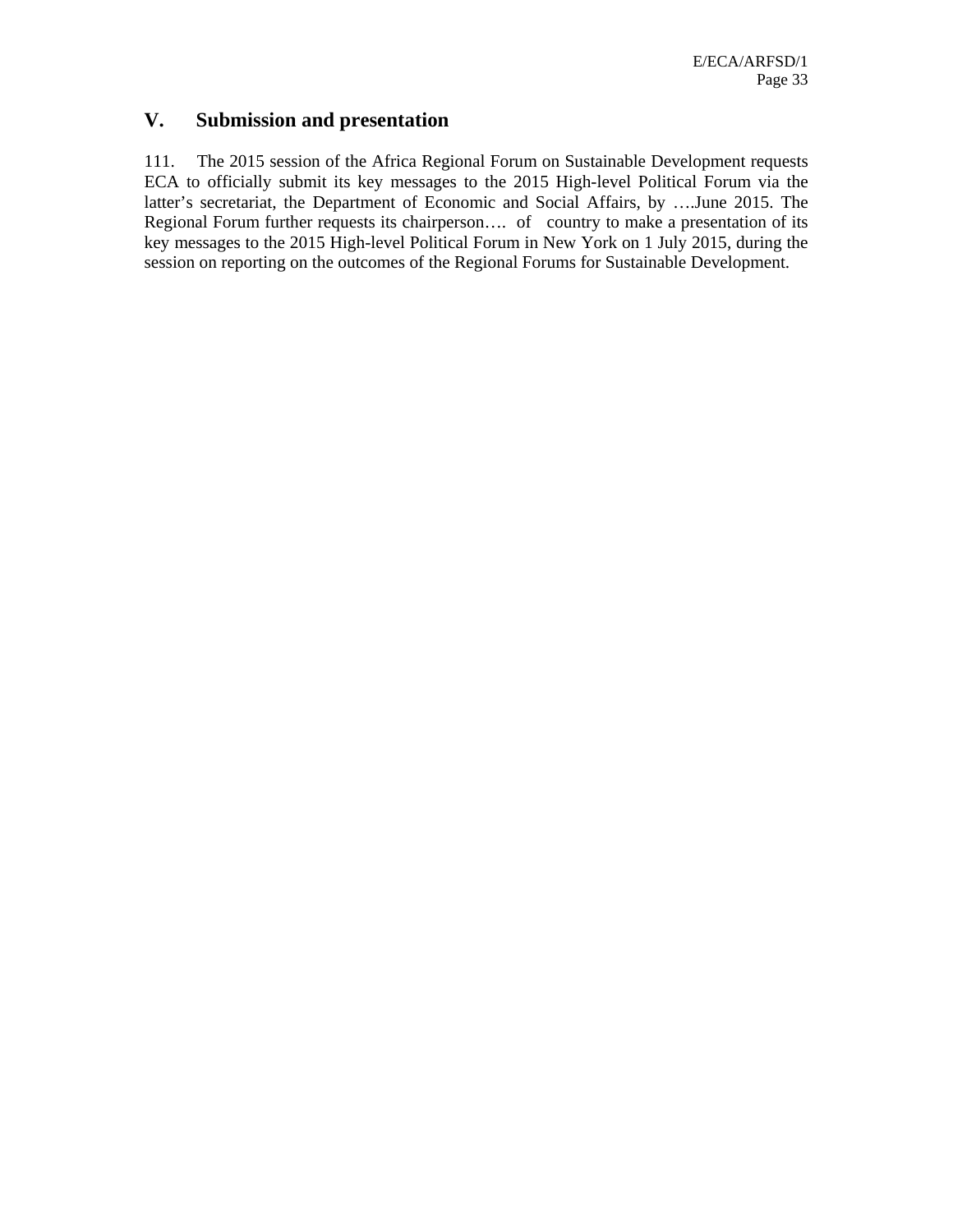## V. Submission and presentation

111. The 2015 session of the Africa Regional Forum on Sustainable Development requests ECA to officially submit its key messages to the 2015 High-level Political Forum via the latter's secretariat, the Department of Economic and Social Affairs, by ….June 2015. The Regional Forum further requests its chairperson…. of country to make a presentation of its key messages to the 2015 High-level Political Forum in New York on 1 July 2015, during the session on reporting on the outcomes of the Regional Forums for Sustainable Development.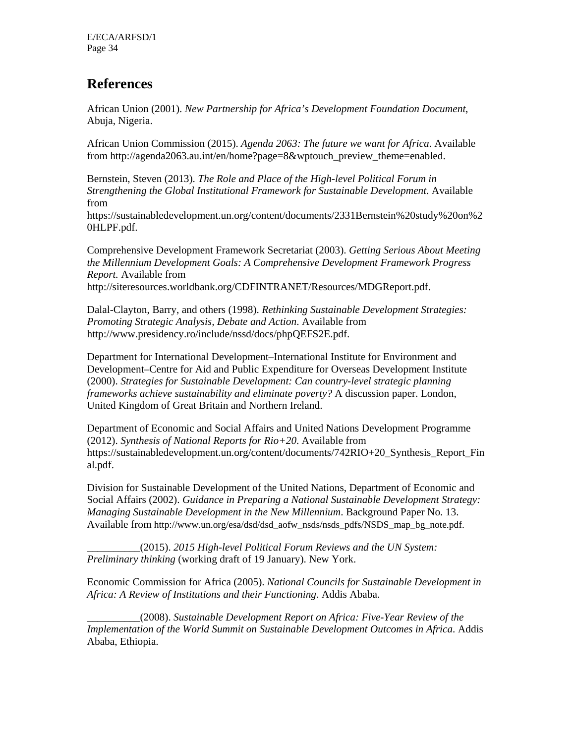# References

African Union (2001). *New Partnership for Africa's Development Foundation Document*, Abuja, Nigeria.

African Union Commission (2015). *Agenda 2063: The future we want for Africa.* Available from http://agenda2063.au.int/en/home?page=8&wptouch_preview_theme=enabled.

Bernstein, Steven (2013). *The Role and Place of the High-level Political Forum in Strengthening the Global Institutional Framework for Sustainable Development*. Available from https://sustainabledevelopment.un.org/content/documents/2331Bernstein%20study%20on%20HLPF.pdf.

Comprehensive Development Framework Secretariat (2003). *Getting Serious About Meeting the Millennium Development Goals: A Comprehensive Development Framework Progress Report.* Available from http://siteresources.worldbank.org/CDFINTRANET/Resources/MDGReport.pdf.

Dalal-Clayton, Barry, and others (1998). *Rethinking Sustainable Development Strategies: Promoting Strategic Analysis, Debate and Action*. Available from http://www.presidency.ro/include/nssd/docs/phpQEFS2E.pdf.

Department for International Development–International Institute for Environment and Development–Centre for Aid and Public Expenditure for Overseas Development Institute (2000). *Strategies for Sustainable Development: Can country-level strategic planning frameworks achieve sustainability and eliminate poverty?* A discussion paper. London, United Kingdom of Great Britain and Northern Ireland.

Department of Economic and Social Affairs and United Nations Development Programme (2012). *Synthesis of National Reports for Rio+20*. Available from https://sustainabledevelopment.un.org/content/documents/742RIO+20_Synthesis_Report_Final.pdf.

Division for Sustainable Development of the United Nations, Department of Economic and Social Affairs (2002). *Guidance in Preparing a National Sustainable Development Strategy: Managing Sustainable Development in the New Millennium*. Background Paper No. 13. Available from http://www.un.org/esa/dsd/dsd_aofw_nsds/nsds_pdfs/NSDS_map_bg_note.pdf.

__________(2015). *2015 High-level Political Forum Reviews and the UN System: Preliminary thinking* (working draft of 19 January). New York.

Economic Commission for Africa (2005). *National Councils for Sustainable Development in Africa: A Review of Institutions and their Functioning*. Addis Ababa.

__________(2008). *Sustainable Development Report on Africa: Five-Year Review of the Implementation of the World Summit on Sustainable Development Outcomes in Africa.* Addis Ababa, Ethiopia.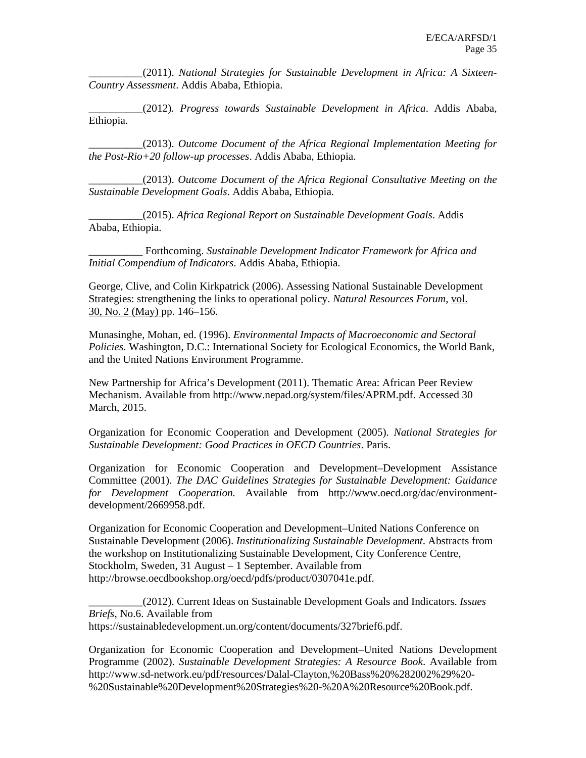__________(2011). *National Strategies for Sustainable Development in Africa: A Sixteen-Country Assessment*. Addis Ababa, Ethiopia.

__________(2012). *Progress towards Sustainable Development in Africa*. Addis Ababa, Ethiopia.

__________(2013). *Outcome Document of the Africa Regional Implementation Meeting for the Post-Rio+20 follow-up processes*. Addis Ababa, Ethiopia.

__________(2013). *Outcome Document of the Africa Regional Consultative Meeting on the Sustainable Development Goals*. Addis Ababa, Ethiopia.

__________(2015). *Africa Regional Report on Sustainable Development Goals*. Addis Ababa, Ethiopia.

__________ Forthcoming. *Sustainable Development Indicator Framework for Africa and Initial Compendium of Indicators*. Addis Ababa, Ethiopia.

George, Clive, and Colin Kirkpatrick (2006). Assessing National Sustainable Development Strategies: strengthening the links to operational policy. *Natural Resources Forum*, vol. 30, No. 2 (May) pp. 146–156.

Munasinghe, Mohan, ed. (1996). *Environmental Impacts of Macroeconomic and Sectoral Policies*. Washington, D.C.: International Society for Ecological Economics, the World Bank, and the United Nations Environment Programme.

New Partnership for Africa's Development (2011). Thematic Area: African Peer Review Mechanism. Available from http://www.nepad.org/system/files/APRM.pdf. Accessed 30 March, 2015.

Organization for Economic Cooperation and Development (2005). *National Strategies for Sustainable Development: Good Practices in OECD Countries*. Paris.

Organization for Economic Cooperation and Development–Development Assistance Committee (2001). *The DAC Guidelines Strategies for Sustainable Development: Guidance for Development Cooperation.* Available from http://www.oecd.org/dac/environment-development/2669958.pdf.

Organization for Economic Cooperation and Development–United Nations Conference on Sustainable Development (2006). *Institutionalizing Sustainable Development*. Abstracts from the workshop on Institutionalizing Sustainable Development, City Conference Centre, Stockholm, Sweden, 31 August – 1 September. Available from http://browse.oecdbookshop.org/oecd/pdfs/product/0307041e.pdf.

__________(2012). Current Ideas on Sustainable Development Goals and Indicators. *Issues Briefs*, No.6. Available from https://sustainabledevelopment.un.org/content/documents/327brief6.pdf.

Organization for Economic Cooperation and Development–United Nations Development Programme (2002). *Sustainable Development Strategies: A Resource Book*. Available from http://www.sd-network.eu/pdf/resources/Dalal-Clayton,%20Bass%20%282002%29%20-%20Sustainable%20Development%20Strategies%20-%20A%20Resource%20Book.pdf.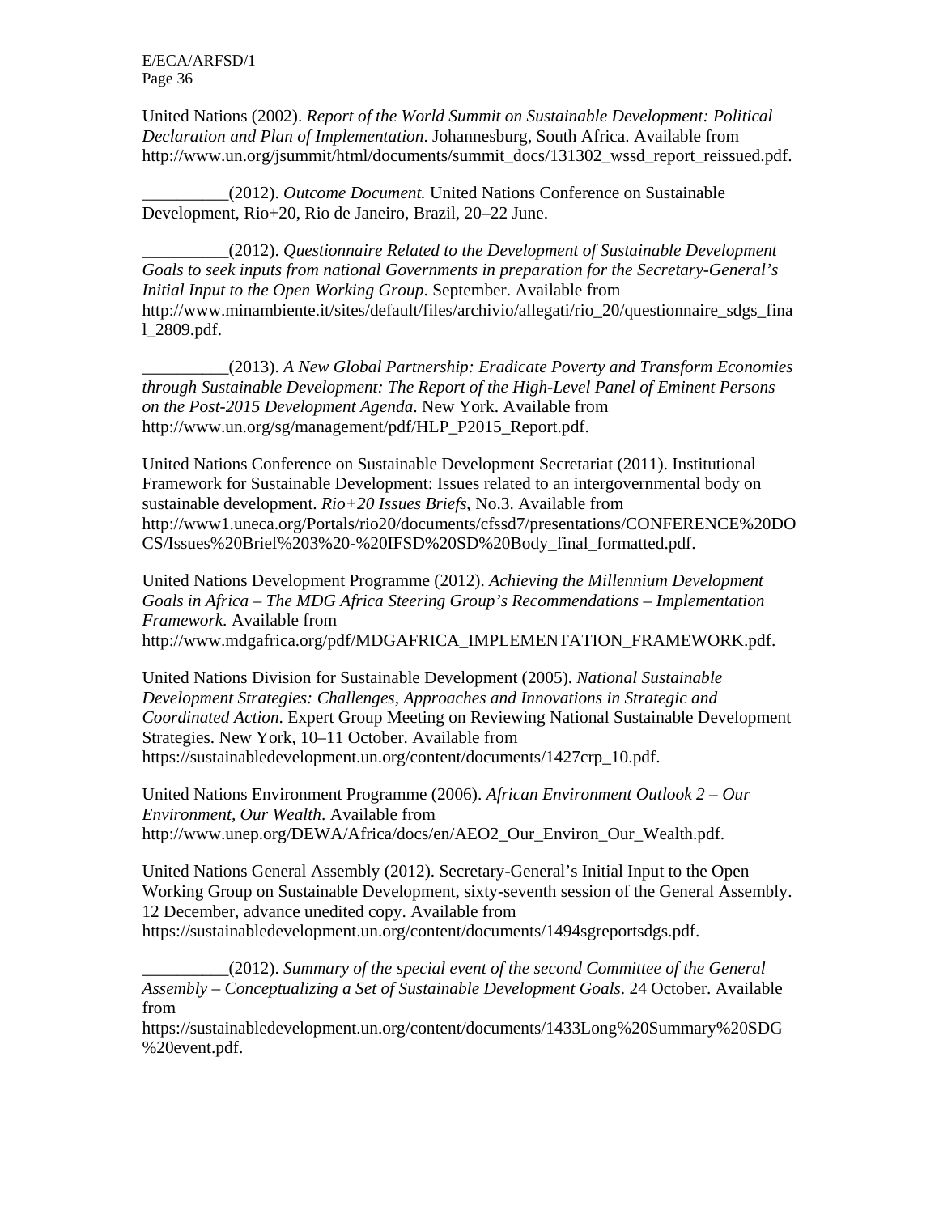United Nations (2002). *Report of the World Summit on Sustainable Development: Political Declaration and Plan of Implementation*. Johannesburg, South Africa. Available from http://www.un.org/jsummit/html/documents/summit_docs/131302_wssd_report_reissued.pdf.

__________(2012). *Outcome Document.* United Nations Conference on Sustainable Development, Rio+20, Rio de Janeiro, Brazil, 20–22 June.

__________(2012). *Questionnaire Related to the Development of Sustainable Development Goals to seek inputs from national Governments in preparation for the Secretary-General's Initial Input to the Open Working Group*. September. Available from http://www.minambiente.it/sites/default/files/archivio/allegati/rio_20/questionnaire_sdgs_final_2809.pdf.

__________(2013). *A New Global Partnership: Eradicate Poverty and Transform Economies through Sustainable Development: The Report of the High-Level Panel of Eminent Persons on the Post-2015 Development Agenda*. New York. Available from http://www.un.org/sg/management/pdf/HLP_P2015_Report.pdf.

United Nations Conference on Sustainable Development Secretariat (2011). Institutional Framework for Sustainable Development: Issues related to an intergovernmental body on sustainable development. *Rio+20 Issues Briefs*, No.3. Available from http://www1.uneca.org/Portals/rio20/documents/cfssd7/presentations/CONFERENCE%20DOCS/Issues%20Brief%203%20-%20IFSD%20SD%20Body_final_formatted.pdf.

United Nations Development Programme (2012). *Achieving the Millennium Development Goals in Africa – The MDG Africa Steering Group's Recommendations – Implementation Framework*. Available from http://www.mdgafrica.org/pdf/MDGAFRICA_IMPLEMENTATION_FRAMEWORK.pdf.

United Nations Division for Sustainable Development (2005). *National Sustainable Development Strategies: Challenges, Approaches and Innovations in Strategic and Coordinated Action*. Expert Group Meeting on Reviewing National Sustainable Development Strategies. New York, 10–11 October. Available from https://sustainabledevelopment.un.org/content/documents/1427crp_10.pdf.

United Nations Environment Programme (2006). *African Environment Outlook 2 – Our Environment, Our Wealth*. Available from http://www.unep.org/DEWA/Africa/docs/en/AEO2_Our_Environ_Our_Wealth.pdf.

United Nations General Assembly (2012). Secretary-General's Initial Input to the Open Working Group on Sustainable Development, sixty-seventh session of the General Assembly. 12 December, advance unedited copy. Available from https://sustainabledevelopment.un.org/content/documents/1494sgreportsdgs.pdf.

__________(2012). *Summary of the special event of the second Committee of the General Assembly – Conceptualizing a Set of Sustainable Development Goals*. 24 October. Available from https://sustainabledevelopment.un.org/content/documents/1433Long%20Summary%20SDG%20event.pdf.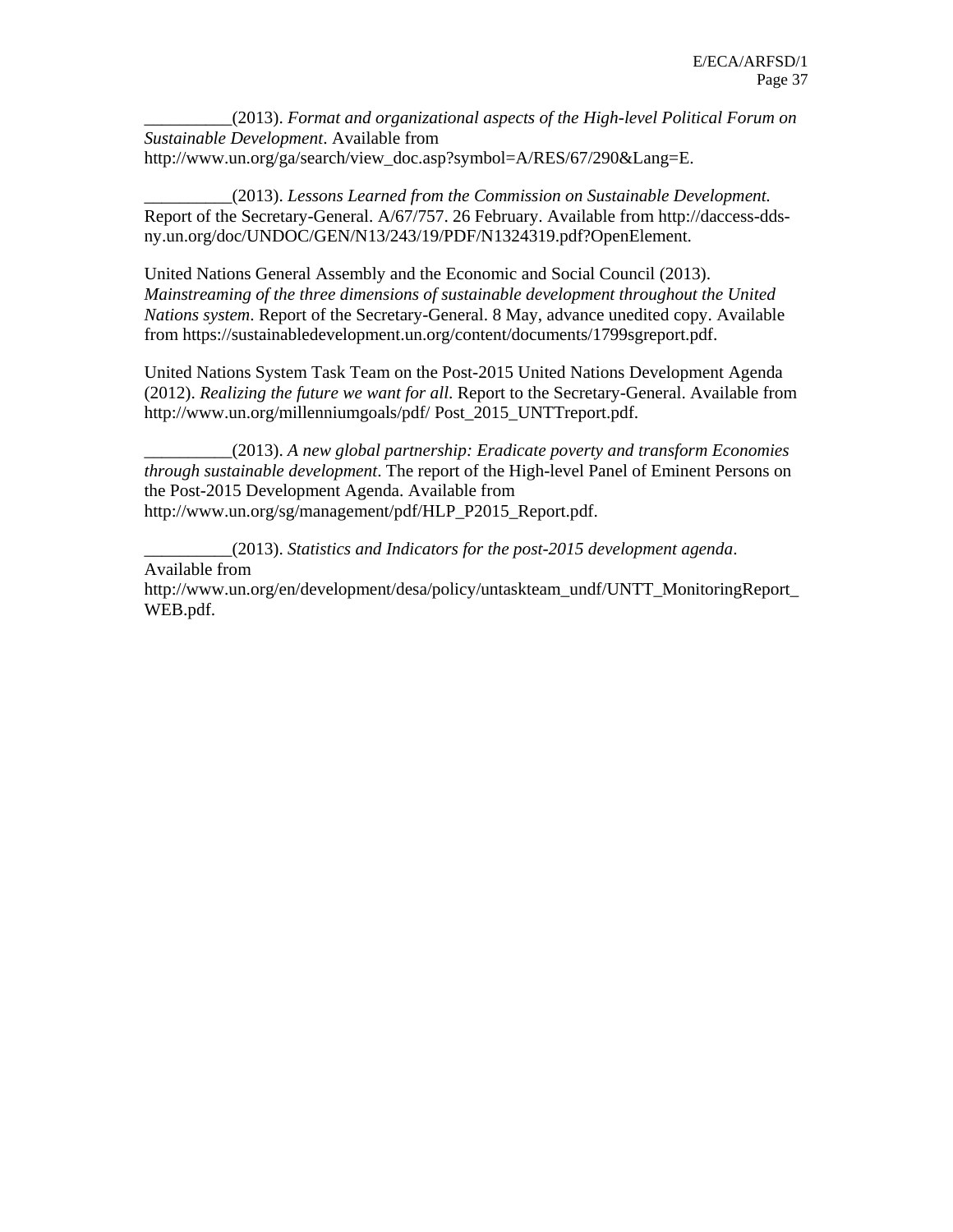__________(2013). *Format and organizational aspects of the High-level Political Forum on Sustainable Development*. Available from http://www.un.org/ga/search/view_doc.asp?symbol=A/RES/67/290&Lang=E.

__________(2013). *Lessons Learned from the Commission on Sustainable Development.* Report of the Secretary-General. A/67/757. 26 February. Available from http://daccess-dds-ny.un.org/doc/UNDOC/GEN/N13/243/19/PDF/N1324319.pdf?OpenElement.

United Nations General Assembly and the Economic and Social Council (2013). *Mainstreaming of the three dimensions of sustainable development throughout the United Nations system*. Report of the Secretary-General. 8 May, advance unedited copy. Available from https://sustainabledevelopment.un.org/content/documents/1799sgreport.pdf.

United Nations System Task Team on the Post-2015 United Nations Development Agenda (2012). *Realizing the future we want for all*. Report to the Secretary-General. Available from http://www.un.org/millenniumgoals/pdf/ Post_2015_UNTTreport.pdf.

__________(2013). *A new global partnership: Eradicate poverty and transform Economies through sustainable development*. The report of the High-level Panel of Eminent Persons on the Post-2015 Development Agenda. Available from http://www.un.org/sg/management/pdf/HLP_P2015_Report.pdf.

__________(2013). *Statistics and Indicators for the post-2015 development agenda*. Available from http://www.un.org/en/development/desa/policy/untaskteam_undf/UNTT_MonitoringReport_WEB.pdf.